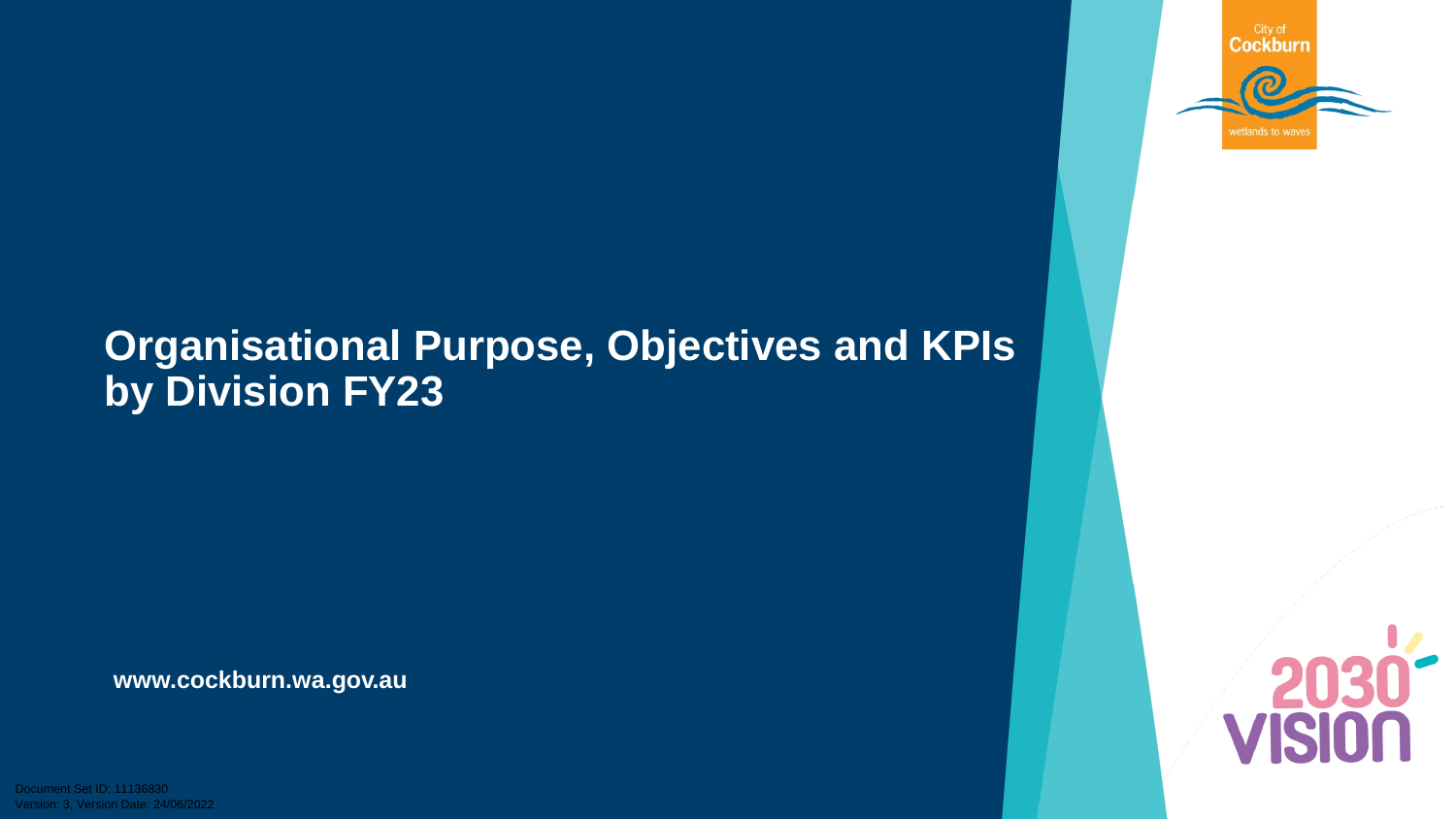City of Cockburn

wetlands to waves

# Organisational Purpose, Objectives and KPIs by Division FY23

www.cockburn.wa.gov.au

2030 VISION

Document Set ID: 11136830
Version: 3, Version Date: 24/06/2022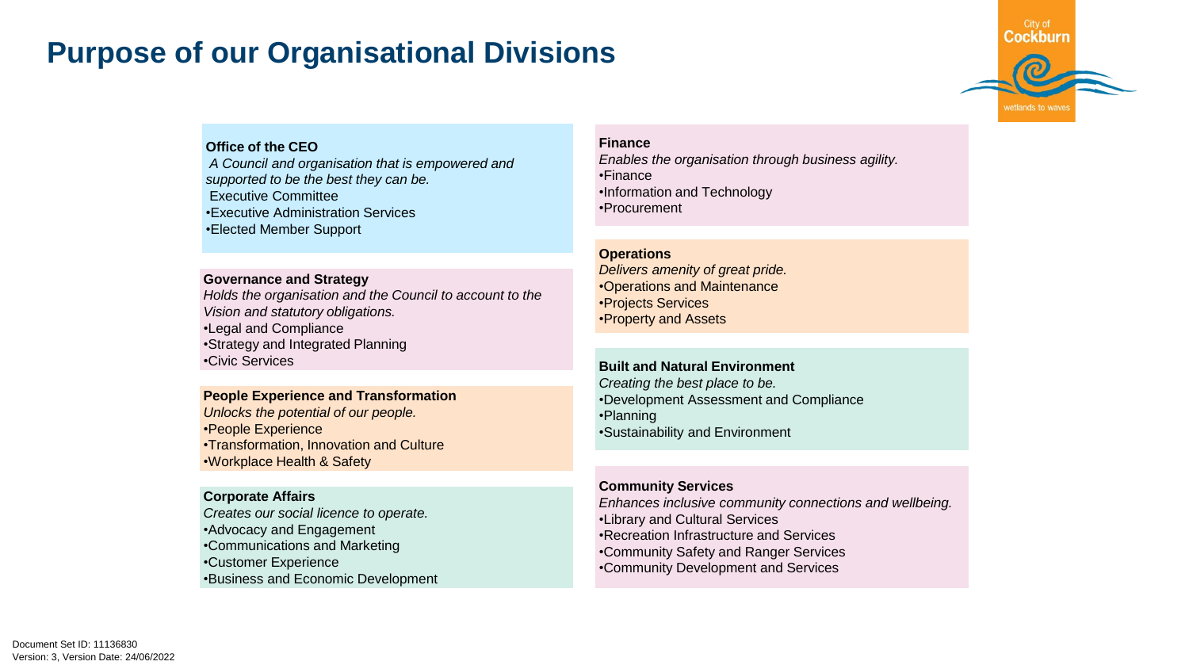# Purpose of our Organisational Divisions

### Office of the CEO

*A Council and organisation that is empowered and supported to be the best they can be.*

Executive Committee

- Executive Administration Services
- Elected Member Support

### Governance and Strategy

*Holds the organisation and the Council to account to the Vision and statutory obligations.*

- Legal and Compliance
- Strategy and Integrated Planning
- Civic Services

### People Experience and Transformation

*Unlocks the potential of our people.*

- People Experience
- Transformation, Innovation and Culture
- Workplace Health & Safety

### Corporate Affairs

*Creates our social licence to operate.*

- Advocacy and Engagement
- Communications and Marketing
- Customer Experience
- Business and Economic Development

### Finance

*Enables the organisation through business agility.*

- Finance
- Information and Technology
- Procurement

### Operations

*Delivers amenity of great pride.*

- Operations and Maintenance
- Projects Services
- Property and Assets

### Built and Natural Environment

*Creating the best place to be.*

- Development Assessment and Compliance
- Planning
- Sustainability and Environment

### Community Services

*Enhances inclusive community connections and wellbeing.*

- Library and Cultural Services
- Recreation Infrastructure and Services
- Community Safety and Ranger Services
- Community Development and Services

Document Set ID: 11136830
Version: 3, Version Date: 24/06/2022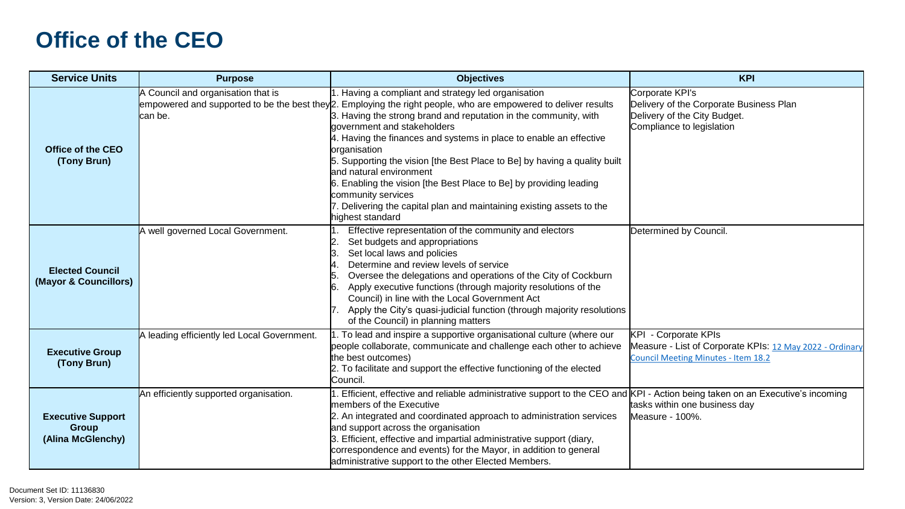# Office of the CEO

| Service Units | Purpose | Objectives | KPI |
|---|---|---|---|
| **Office of the CEO (Tony Brun)** | A Council and organisation that is empowered and supported to be the best they can be. | 1. Having a compliant and strategy led organisation<br>2. Employing the right people, who are empowered to deliver results<br>3. Having the strong brand and reputation in the community, with government and stakeholders<br>4. Having the finances and systems in place to enable an effective organisation<br>5. Supporting the vision [the Best Place to Be] by having a quality built and natural environment<br>6. Enabling the vision [the Best Place to Be] by providing leading community services<br>7. Delivering the capital plan and maintaining existing assets to the highest standard | Corporate KPI's<br>Delivery of the Corporate Business Plan<br>Delivery of the City Budget.<br>Compliance to legislation |
| **Elected Council (Mayor & Councillors)** | A well governed Local Government. | 1. Effective representation of the community and electors<br>2. Set budgets and appropriations<br>3. Set local laws and policies<br>4. Determine and review levels of service<br>5. Oversee the delegations and operations of the City of Cockburn<br>6. Apply executive functions (through majority resolutions of the Council) in line with the Local Government Act<br>7. Apply the City's quasi-judicial function (through majority resolutions of the Council) in planning matters | Determined by Council. |
| **Executive Group (Tony Brun)** | A leading efficiently led Local Government. | 1. To lead and inspire a supportive organisational culture (where our people collaborate, communicate and challenge each other to achieve the best outcomes)<br>2. To facilitate and support the effective functioning of the elected Council. | KPI - Corporate KPIs<br>Measure - List of Corporate KPIs: 12 May 2022 - Ordinary Council Meeting Minutes - Item 18.2 |
| **Executive Support Group (Alina McGlenchy)** | An efficiently supported organisation. | 1. Efficient, effective and reliable administrative support to the CEO and members of the Executive<br>2. An integrated and coordinated approach to administration services and support across the organisation<br>3. Efficient, effective and impartial administrative support (diary, correspondence and events) for the Mayor, in addition to general administrative support to the other Elected Members. | KPI - Action being taken on an Executive's incoming tasks within one business day<br>Measure - 100%. |

Document Set ID: 11136830
Version: 3, Version Date: 24/06/2022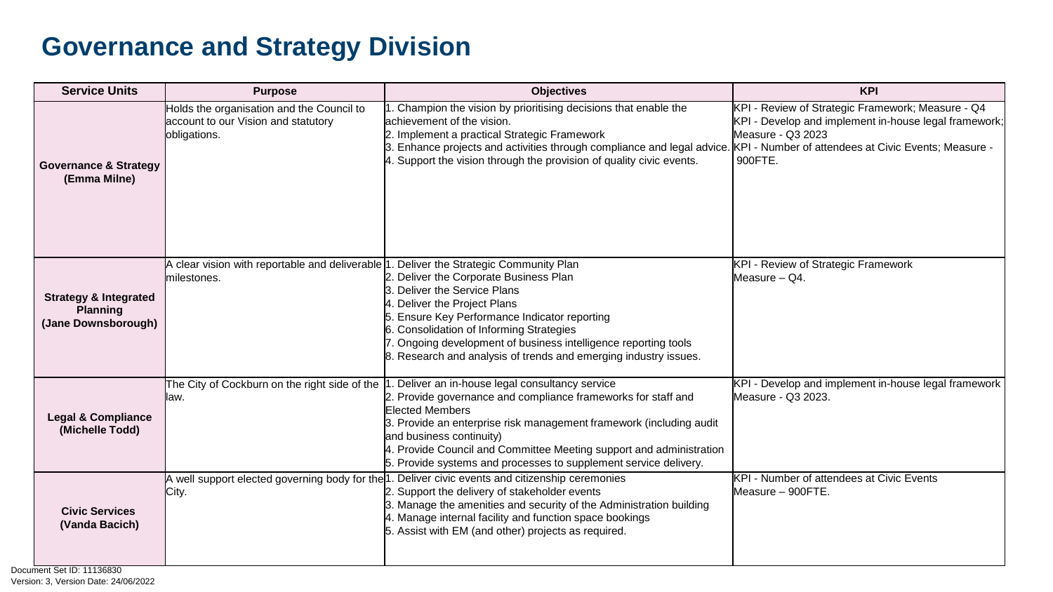# Governance and Strategy Division

| Service Units | Purpose | Objectives | KPI |
|---|---|---|---|
| **Governance & Strategy (Emma Milne)** | Holds the organisation and the Council to account to our Vision and statutory obligations. | 1. Champion the vision by prioritising decisions that enable the achievement of the vision.<br>2. Implement a practical Strategic Framework<br>3. Enhance projects and activities through compliance and legal advice.<br>4. Support the vision through the provision of quality civic events. | KPI - Review of Strategic Framework; Measure - Q4<br>KPI - Develop and implement in-house legal framework; Measure - Q3 2023<br>KPI - Number of attendees at Civic Events; Measure - 900FTE. |
| **Strategy & Integrated Planning (Jane Downsborough)** | A clear vision with reportable and deliverable milestones. | 1. Deliver the Strategic Community Plan<br>2. Deliver the Corporate Business Plan<br>3. Deliver the Service Plans<br>4. Deliver the Project Plans<br>5. Ensure Key Performance Indicator reporting<br>6. Consolidation of Informing Strategies<br>7. Ongoing development of business intelligence reporting tools<br>8. Research and analysis of trends and emerging industry issues. | KPI - Review of Strategic Framework<br>Measure – Q4. |
| **Legal & Compliance (Michelle Todd)** | The City of Cockburn on the right side of the law. | 1. Deliver an in-house legal consultancy service<br>2. Provide governance and compliance frameworks for staff and Elected Members<br>3. Provide an enterprise risk management framework (including audit and business continuity)<br>4. Provide Council and Committee Meeting support and administration<br>5. Provide systems and processes to supplement service delivery. | KPI - Develop and implement in-house legal framework<br>Measure - Q3 2023. |
| **Civic Services (Vanda Bacich)** | A well support elected governing body for the City. | 1. Deliver civic events and citizenship ceremonies<br>2. Support the delivery of stakeholder events<br>3. Manage the amenities and security of the Administration building<br>4. Manage internal facility and function space bookings<br>5. Assist with EM (and other) projects as required. | KPI - Number of attendees at Civic Events<br>Measure – 900FTE. |

Document Set ID: 11136830
Version: 3, Version Date: 24/06/2022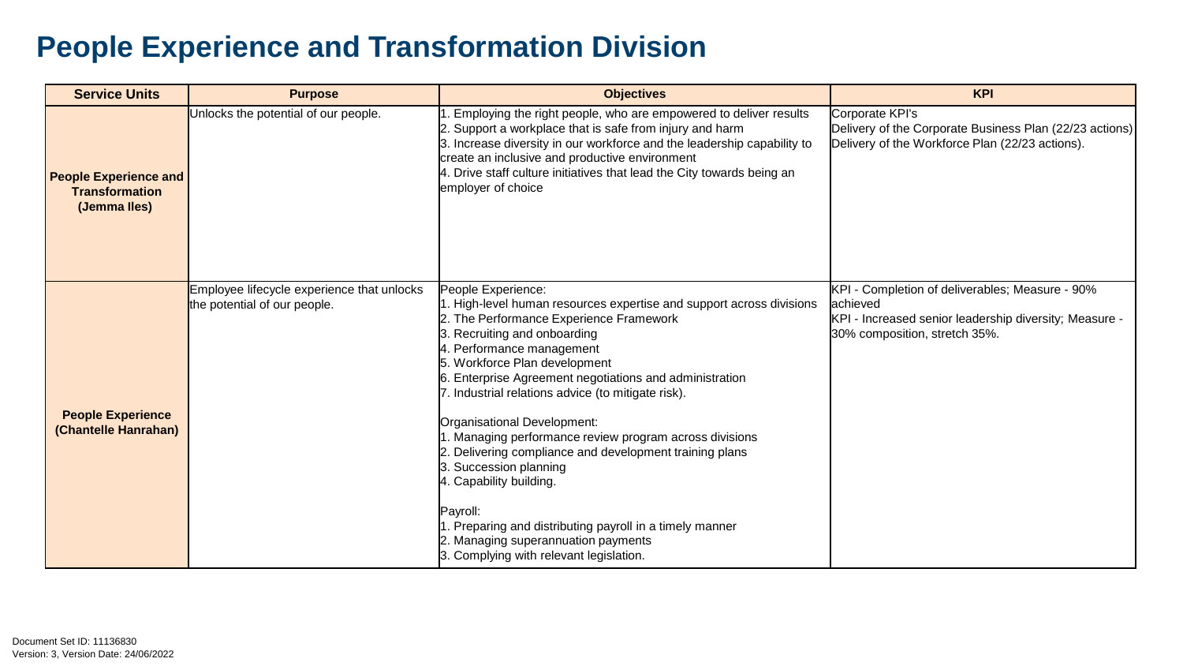# People Experience and Transformation Division

| Service Units | Purpose | Objectives | KPI |
|---|---|---|---|
| **People Experience and Transformation (Jemma Iles)** | Unlocks the potential of our people. | 1. Employing the right people, who are empowered to deliver results<br>2. Support a workplace that is safe from injury and harm<br>3. Increase diversity in our workforce and the leadership capability to create an inclusive and productive environment<br>4. Drive staff culture initiatives that lead the City towards being an employer of choice | Corporate KPI's<br>Delivery of the Corporate Business Plan (22/23 actions)<br>Delivery of the Workforce Plan (22/23 actions). |
| **People Experience (Chantelle Hanrahan)** | Employee lifecycle experience that unlocks the potential of our people. | People Experience:<br>1. High-level human resources expertise and support across divisions<br>2. The Performance Experience Framework<br>3. Recruiting and onboarding<br>4. Performance management<br>5. Workforce Plan development<br>6. Enterprise Agreement negotiations and administration<br>7. Industrial relations advice (to mitigate risk).<br><br>Organisational Development:<br>1. Managing performance review program across divisions<br>2. Delivering compliance and development training plans<br>3. Succession planning<br>4. Capability building.<br><br>Payroll:<br>1. Preparing and distributing payroll in a timely manner<br>2. Managing superannuation payments<br>3. Complying with relevant legislation. | KPI - Completion of deliverables; Measure - 90% achieved<br>KPI - Increased senior leadership diversity; Measure - 30% composition, stretch 35%. |

Document Set ID: 11136830
Version: 3, Version Date: 24/06/2022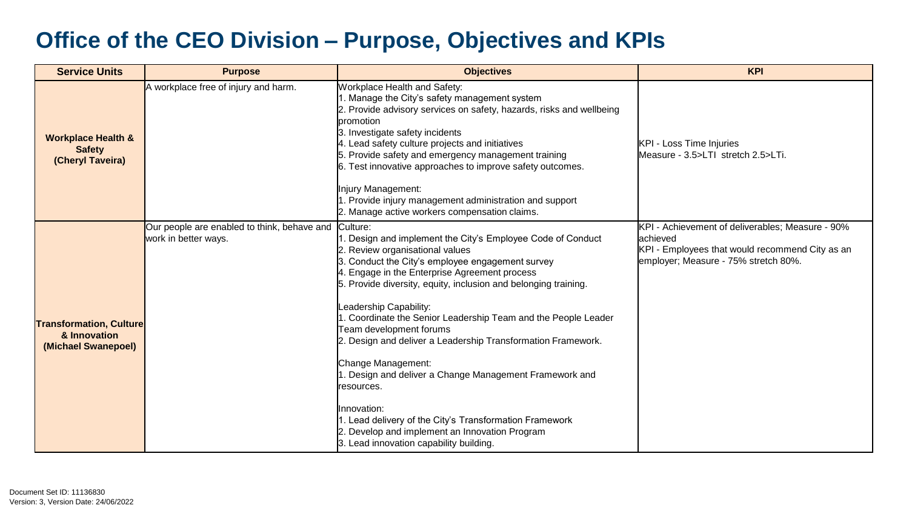# Office of the CEO Division – Purpose, Objectives and KPIs

| Service Units | Purpose | Objectives | KPI |
|---|---|---|---|
| **Workplace Health & Safety (Cheryl Taveira)** | A workplace free of injury and harm. | Workplace Health and Safety:<br>1. Manage the City's safety management system<br>2. Provide advisory services on safety, hazards, risks and wellbeing promotion<br>3. Investigate safety incidents<br>4. Lead safety culture projects and initiatives<br>5. Provide safety and emergency management training<br>6. Test innovative approaches to improve safety outcomes.<br><br>Injury Management:<br>1. Provide injury management administration and support<br>2. Manage active workers compensation claims. | KPI - Loss Time Injuries<br>Measure - 3.5>LTI stretch 2.5>LTi. |
| **Transformation, Culture & Innovation (Michael Swanepoel)** | Our people are enabled to think, behave and work in better ways. | Culture:<br>1. Design and implement the City's Employee Code of Conduct<br>2. Review organisational values<br>3. Conduct the City's employee engagement survey<br>4. Engage in the Enterprise Agreement process<br>5. Provide diversity, equity, inclusion and belonging training.<br><br>Leadership Capability:<br>1. Coordinate the Senior Leadership Team and the People Leader Team development forums<br>2. Design and deliver a Leadership Transformation Framework.<br><br>Change Management:<br>1. Design and deliver a Change Management Framework and resources.<br><br>Innovation:<br>1. Lead delivery of the City's Transformation Framework<br>2. Develop and implement an Innovation Program<br>3. Lead innovation capability building. | KPI - Achievement of deliverables; Measure - 90% achieved<br>KPI - Employees that would recommend City as an employer; Measure - 75% stretch 80%. |

Document Set ID: 11136830
Version: 3, Version Date: 24/06/2022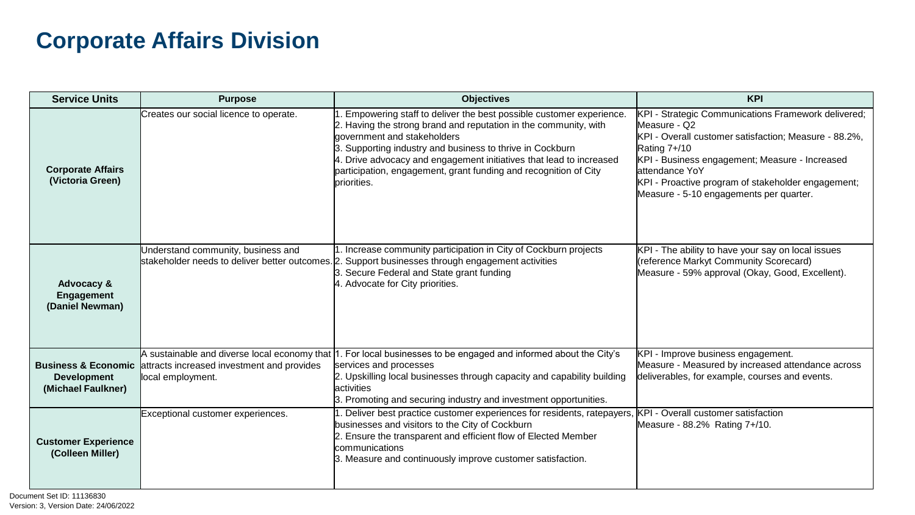# Corporate Affairs Division

| Service Units | Purpose | Objectives | KPI |
| --- | --- | --- | --- |
| **Corporate Affairs (Victoria Green)** | Creates our social licence to operate. | 1. Empowering staff to deliver the best possible customer experience.<br>2. Having the strong brand and reputation in the community, with government and stakeholders<br>3. Supporting industry and business to thrive in Cockburn<br>4. Drive advocacy and engagement initiatives that lead to increased participation, engagement, grant funding and recognition of City priorities. | KPI - Strategic Communications Framework delivered; Measure - Q2<br>KPI - Overall customer satisfaction; Measure - 88.2%, Rating 7+/10<br>KPI - Business engagement; Measure - Increased attendance YoY<br>KPI - Proactive program of stakeholder engagement; Measure - 5-10 engagements per quarter. |
| **Advocacy & Engagement (Daniel Newman)** | Understand community, business and stakeholder needs to deliver better outcomes. | 1. Increase community participation in City of Cockburn projects<br>2. Support businesses through engagement activities<br>3. Secure Federal and State grant funding<br>4. Advocate for City priorities. | KPI - The ability to have your say on local issues (reference Markyt Community Scorecard)<br>Measure - 59% approval (Okay, Good, Excellent). |
| **Business & Economic Development (Michael Faulkner)** | A sustainable and diverse local economy that attracts increased investment and provides local employment. | 1. For local businesses to be engaged and informed about the City's services and processes<br>2. Upskilling local businesses through capacity and capability building activities<br>3. Promoting and securing industry and investment opportunities. | KPI - Improve business engagement.<br>Measure - Measured by increased attendance across deliverables, for example, courses and events. |
| **Customer Experience (Colleen Miller)** | Exceptional customer experiences. | 1. Deliver best practice customer experiences for residents, ratepayers, businesses and visitors to the City of Cockburn<br>2. Ensure the transparent and efficient flow of Elected Member communications<br>3. Measure and continuously improve customer satisfaction. | KPI - Overall customer satisfaction<br>Measure - 88.2% Rating 7+/10. |

Document Set ID: 11136830
Version: 3, Version Date: 24/06/2022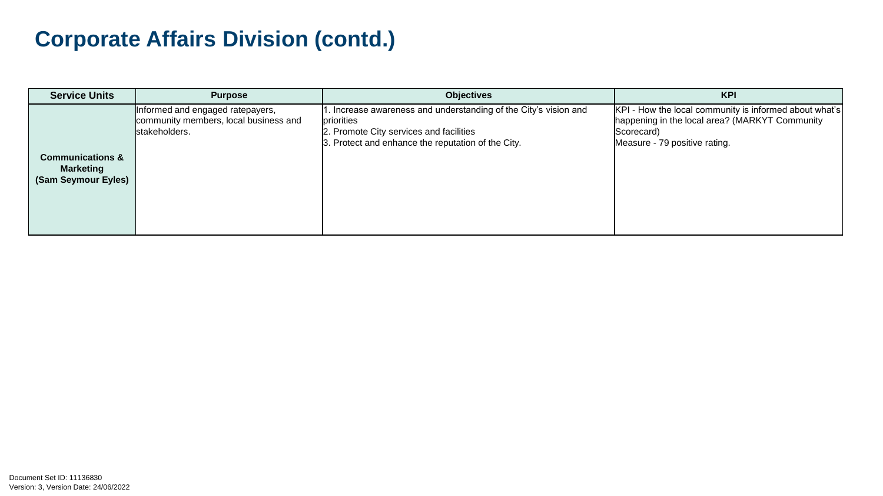# Corporate Affairs Division (contd.)

| Service Units | Purpose | Objectives | KPI |
|---|---|---|---|
| **Communications & Marketing (Sam Seymour Eyles)** | Informed and engaged ratepayers, community members, local business and stakeholders. | 1. Increase awareness and understanding of the City's vision and priorities<br>2. Promote City services and facilities<br>3. Protect and enhance the reputation of the City. | KPI - How the local community is informed about what's happening in the local area? (MARKYT Community Scorecard)<br>Measure - 79 positive rating. |

Document Set ID: 11136830
Version: 3, Version Date: 24/06/2022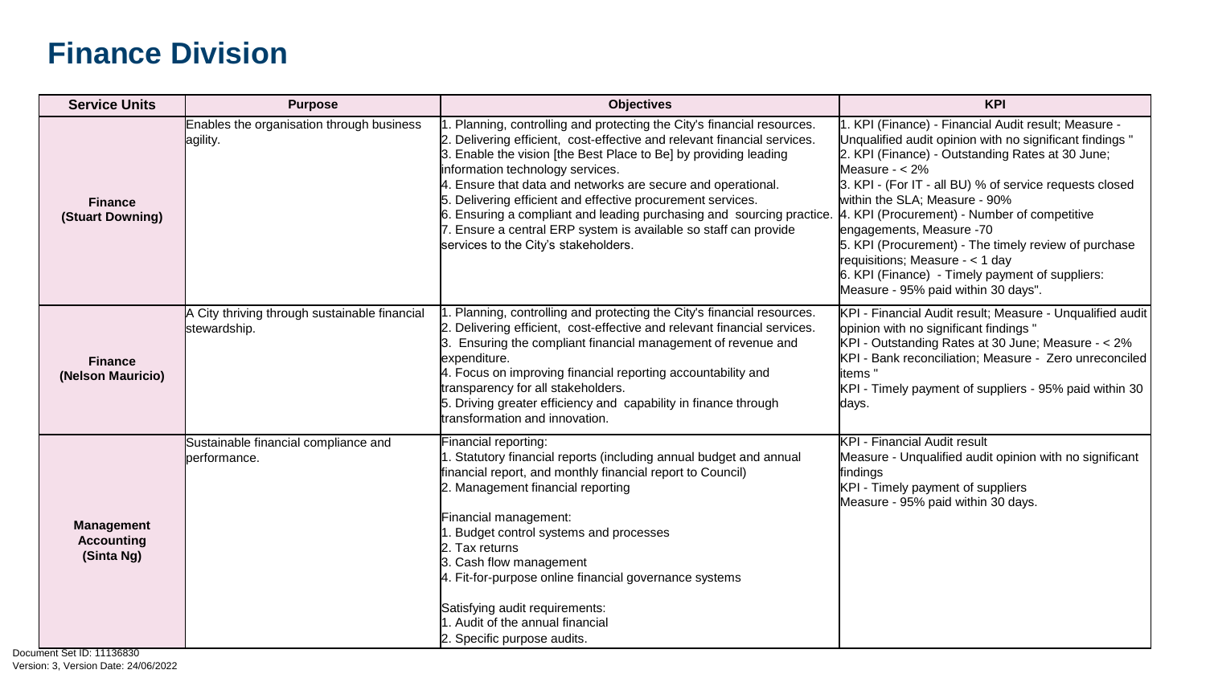# Finance Division

| Service Units | Purpose | Objectives | KPI |
|---|---|---|---|
| **Finance (Stuart Downing)** | Enables the organisation through business agility. | 1. Planning, controlling and protecting the City's financial resources.<br>2. Delivering efficient, cost-effective and relevant financial services.<br>3. Enable the vision [the Best Place to Be] by providing leading information technology services.<br>4. Ensure that data and networks are secure and operational.<br>5. Delivering efficient and effective procurement services.<br>6. Ensuring a compliant and leading purchasing and sourcing practice.<br>7. Ensure a central ERP system is available so staff can provide services to the City's stakeholders. | 1. KPI (Finance) - Financial Audit result; Measure - Unqualified audit opinion with no significant findings "<br>2. KPI (Finance) - Outstanding Rates at 30 June; Measure - < 2%<br>3. KPI - (For IT - all BU) % of service requests closed within the SLA; Measure - 90%<br>4. KPI (Procurement) - Number of competitive engagements, Measure -70<br>5. KPI (Procurement) - The timely review of purchase requisitions; Measure - < 1 day<br>6. KPI (Finance) - Timely payment of suppliers: Measure - 95% paid within 30 days". |
| **Finance (Nelson Mauricio)** | A City thriving through sustainable financial stewardship. | 1. Planning, controlling and protecting the City's financial resources.<br>2. Delivering efficient, cost-effective and relevant financial services.<br>3. Ensuring the compliant financial management of revenue and expenditure.<br>4. Focus on improving financial reporting accountability and transparency for all stakeholders.<br>5. Driving greater efficiency and capability in finance through transformation and innovation. | KPI - Financial Audit result; Measure - Unqualified audit opinion with no significant findings "<br>KPI - Outstanding Rates at 30 June; Measure - < 2%<br>KPI - Bank reconciliation; Measure - Zero unreconciled items "<br>KPI - Timely payment of suppliers - 95% paid within 30 days. |
| **Management Accounting (Sinta Ng)** | Sustainable financial compliance and performance. | Financial reporting:<br>1. Statutory financial reports (including annual budget and annual financial report, and monthly financial report to Council)<br>2. Management financial reporting<br><br>Financial management:<br>1. Budget control systems and processes<br>2. Tax returns<br>3. Cash flow management<br>4. Fit-for-purpose online financial governance systems<br><br>Satisfying audit requirements:<br>1. Audit of the annual financial<br>2. Specific purpose audits. | KPI - Financial Audit result<br>Measure - Unqualified audit opinion with no significant findings<br>KPI - Timely payment of suppliers<br>Measure - 95% paid within 30 days. |

Document Set ID: 11136830
Version: 3, Version Date: 24/06/2022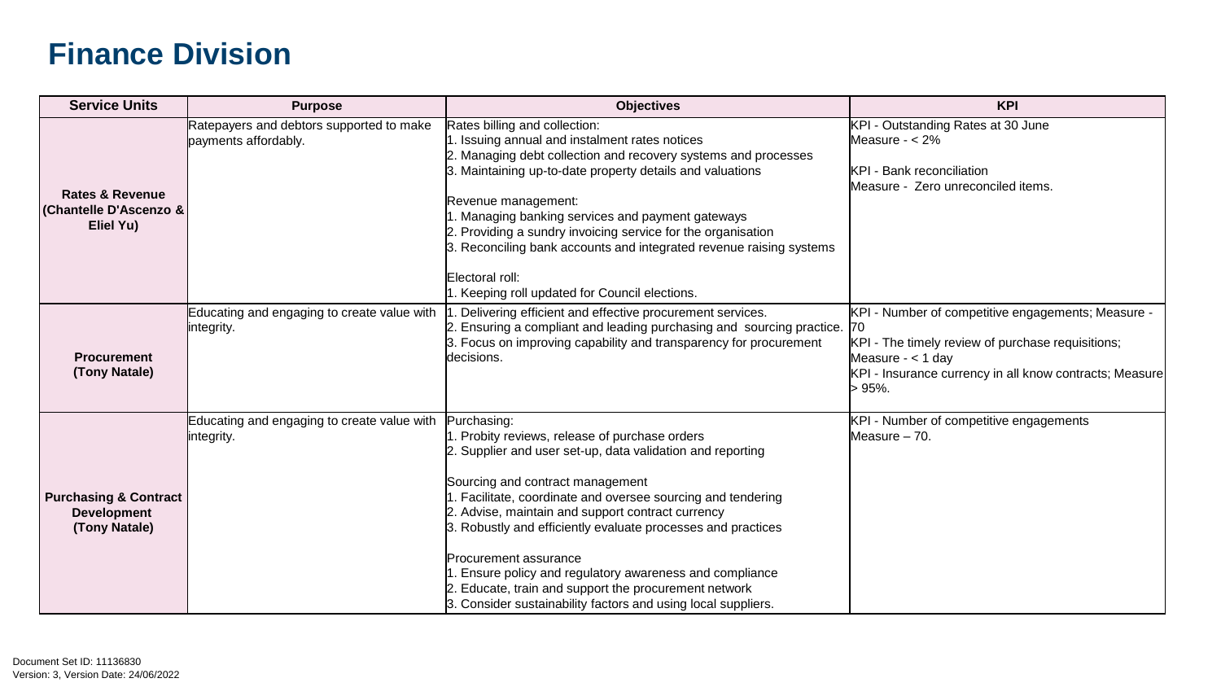# Finance Division

| Service Units | Purpose | Objectives | KPI |
|---|---|---|---|
| **Rates & Revenue (Chantelle D'Ascenzo & Eliel Yu)** | Ratepayers and debtors supported to make payments affordably. | Rates billing and collection:<br>1. Issuing annual and instalment rates notices<br>2. Managing debt collection and recovery systems and processes<br>3. Maintaining up-to-date property details and valuations<br><br>Revenue management:<br>1. Managing banking services and payment gateways<br>2. Providing a sundry invoicing service for the organisation<br>3. Reconciling bank accounts and integrated revenue raising systems<br><br>Electoral roll:<br>1. Keeping roll updated for Council elections. | KPI - Outstanding Rates at 30 June<br>Measure - < 2%<br><br>KPI - Bank reconciliation<br>Measure - Zero unreconciled items. |
| **Procurement (Tony Natale)** | Educating and engaging to create value with integrity. | 1. Delivering efficient and effective procurement services.<br>2. Ensuring a compliant and leading purchasing and sourcing practice.<br>3. Focus on improving capability and transparency for procurement decisions. | KPI - Number of competitive engagements; Measure - 70<br>KPI - The timely review of purchase requisitions; Measure - < 1 day<br>KPI - Insurance currency in all know contracts; Measure > 95%. |
| **Purchasing & Contract Development (Tony Natale)** | Educating and engaging to create value with integrity. | Purchasing:<br>1. Probity reviews, release of purchase orders<br>2. Supplier and user set-up, data validation and reporting<br><br>Sourcing and contract management<br>1. Facilitate, coordinate and oversee sourcing and tendering<br>2. Advise, maintain and support contract currency<br>3. Robustly and efficiently evaluate processes and practices<br><br>Procurement assurance<br>1. Ensure policy and regulatory awareness and compliance<br>2. Educate, train and support the procurement network<br>3. Consider sustainability factors and using local suppliers. | KPI - Number of competitive engagements<br>Measure – 70. |

Document Set ID: 11136830
Version: 3, Version Date: 24/06/2022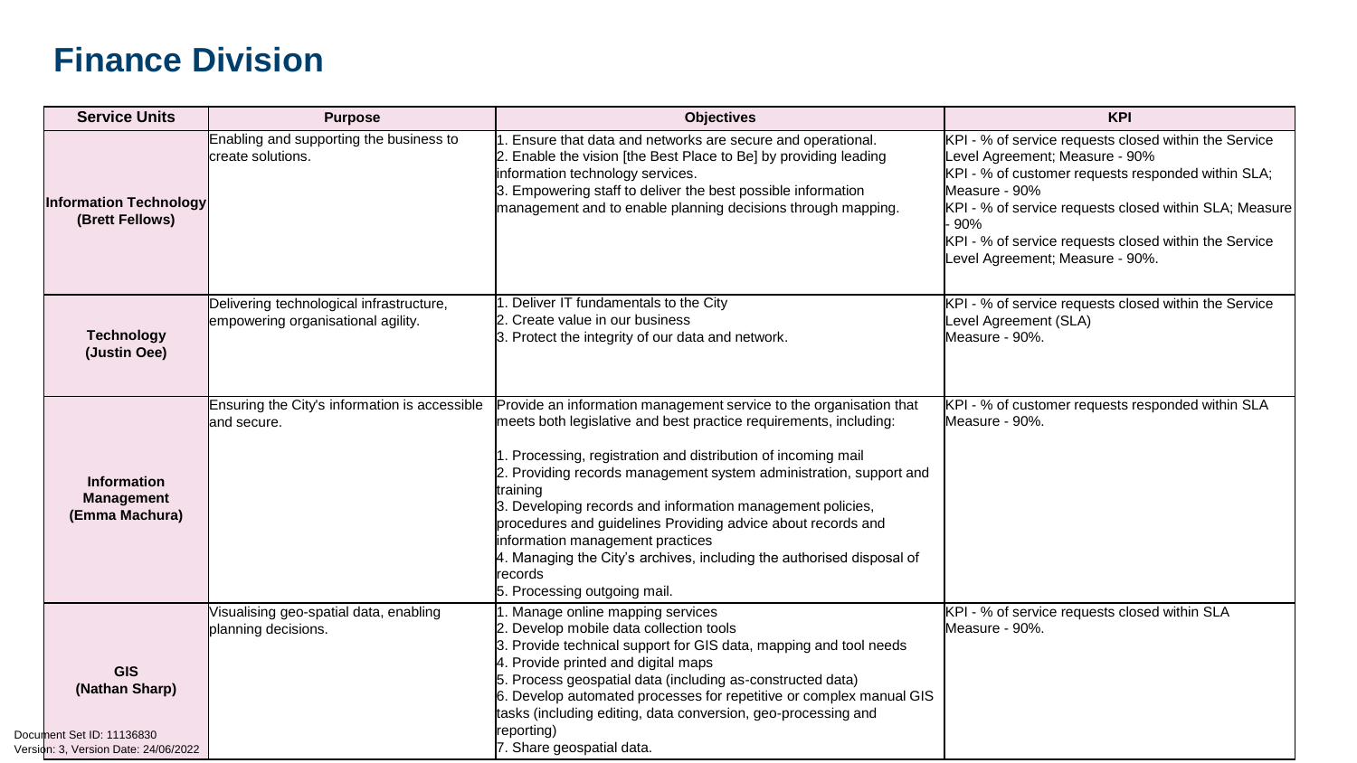# Finance Division

| Service Units | Purpose | Objectives | KPI |
|---|---|---|---|
| **Information Technology (Brett Fellows)** | Enabling and supporting the business to create solutions. | 1. Ensure that data and networks are secure and operational.<br>2. Enable the vision [the Best Place to Be] by providing leading information technology services.<br>3. Empowering staff to deliver the best possible information management and to enable planning decisions through mapping. | KPI - % of service requests closed within the Service Level Agreement; Measure - 90%<br>KPI - % of customer requests responded within SLA; Measure - 90%<br>KPI - % of service requests closed within SLA; Measure - 90%<br>KPI - % of service requests closed within the Service Level Agreement; Measure - 90%. |
| **Technology (Justin Oee)** | Delivering technological infrastructure, empowering organisational agility. | 1. Deliver IT fundamentals to the City<br>2. Create value in our business<br>3. Protect the integrity of our data and network. | KPI - % of service requests closed within the Service Level Agreement (SLA)<br>Measure - 90%. |
| **Information Management (Emma Machura)** | Ensuring the City's information is accessible and secure. | Provide an information management service to the organisation that meets both legislative and best practice requirements, including:<br><br>1. Processing, registration and distribution of incoming mail<br>2. Providing records management system administration, support and training<br>3. Developing records and information management policies, procedures and guidelines Providing advice about records and information management practices<br>4. Managing the City's archives, including the authorised disposal of records<br>5. Processing outgoing mail. | KPI - % of customer requests responded within SLA<br>Measure - 90%. |
| **GIS (Nathan Sharp)** | Visualising geo-spatial data, enabling planning decisions. | 1. Manage online mapping services<br>2. Develop mobile data collection tools<br>3. Provide technical support for GIS data, mapping and tool needs<br>4. Provide printed and digital maps<br>5. Process geospatial data (including as-constructed data)<br>6. Develop automated processes for repetitive or complex manual GIS tasks (including editing, data conversion, geo-processing and reporting)<br>7. Share geospatial data. | KPI - % of service requests closed within SLA<br>Measure - 90%. |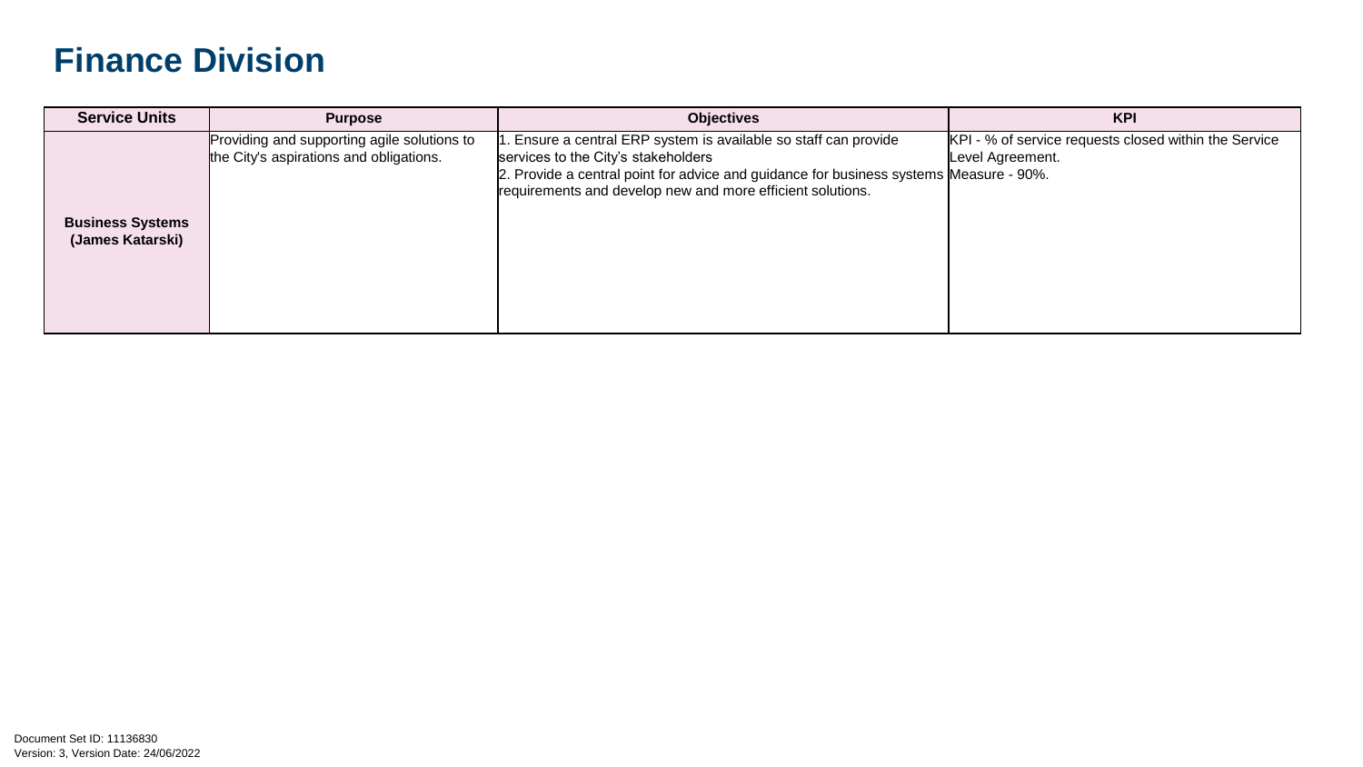# Finance Division

| Service Units | Purpose | Objectives | KPI |
|---|---|---|---|
| **Business Systems (James Katarski)** | Providing and supporting agile solutions to the City's aspirations and obligations. | 1. Ensure a central ERP system is available so staff can provide services to the City's stakeholders<br>2. Provide a central point for advice and guidance for business systems requirements and develop new and more efficient solutions. | KPI - % of service requests closed within the Service Level Agreement.<br>Measure - 90%. |

Document Set ID: 11136830
Version: 3, Version Date: 24/06/2022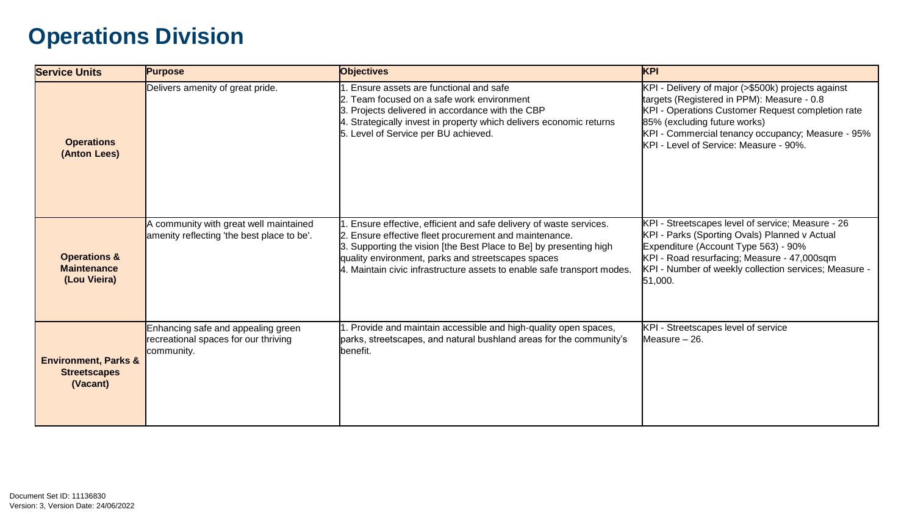# Operations Division

| Service Units | Purpose | Objectives | KPI |
|---|---|---|---|
| **Operations (Anton Lees)** | Delivers amenity of great pride. | 1. Ensure assets are functional and safe<br>2. Team focused on a safe work environment<br>3. Projects delivered in accordance with the CBP<br>4. Strategically invest in property which delivers economic returns<br>5. Level of Service per BU achieved. | KPI - Delivery of major (>$500k) projects against targets (Registered in PPM): Measure - 0.8<br>KPI - Operations Customer Request completion rate 85% (excluding future works)<br>KPI - Commercial tenancy occupancy; Measure - 95%<br>KPI - Level of Service: Measure - 90%. |
| **Operations & Maintenance (Lou Vieira)** | A community with great well maintained amenity reflecting 'the best place to be'. | 1. Ensure effective, efficient and safe delivery of waste services.<br>2. Ensure effective fleet procurement and maintenance.<br>3. Supporting the vision [the Best Place to Be] by presenting high quality environment, parks and streetscapes spaces<br>4. Maintain civic infrastructure assets to enable safe transport modes. | KPI - Streetscapes level of service; Measure - 26<br>KPI - Parks (Sporting Ovals) Planned v Actual Expenditure (Account Type 563) - 90%<br>KPI - Road resurfacing; Measure - 47,000sqm<br>KPI - Number of weekly collection services; Measure - 51,000. |
| **Environment, Parks & Streetscapes (Vacant)** | Enhancing safe and appealing green recreational spaces for our thriving community. | 1. Provide and maintain accessible and high-quality open spaces, parks, streetscapes, and natural bushland areas for the community's benefit. | KPI - Streetscapes level of service<br>Measure – 26. |

Document Set ID: 11136830
Version: 3, Version Date: 24/06/2022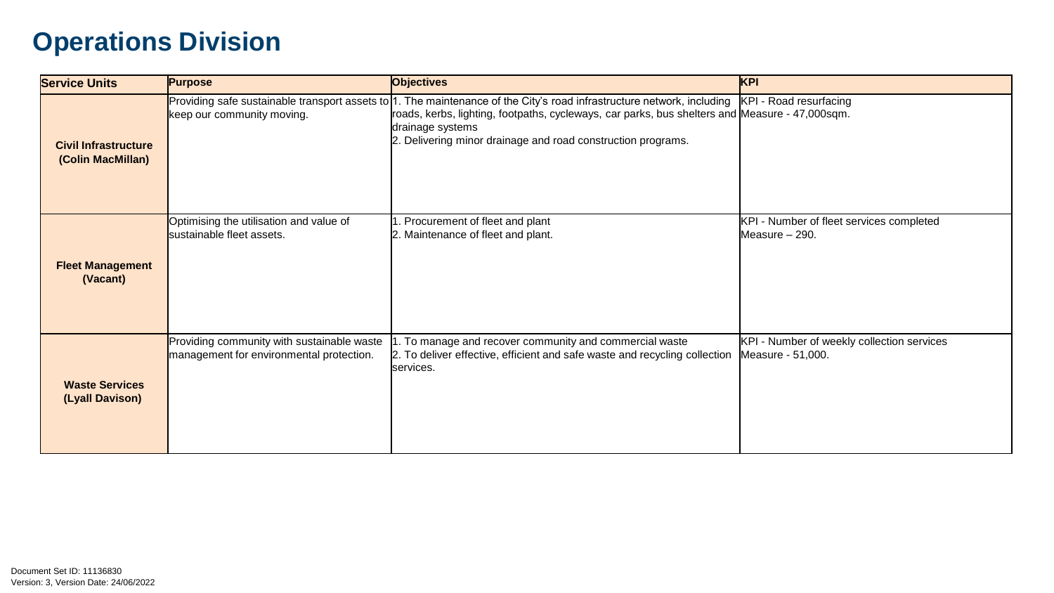# Operations Division

| Service Units | Purpose | Objectives | KPI |
| --- | --- | --- | --- |
| **Civil Infrastructure (Colin MacMillan)** | Providing safe sustainable transport assets to keep our community moving. | 1. The maintenance of the City's road infrastructure network, including roads, kerbs, lighting, footpaths, cycleways, car parks, bus shelters and drainage systems<br>2. Delivering minor drainage and road construction programs. | KPI - Road resurfacing<br>Measure - 47,000sqm. |
| **Fleet Management (Vacant)** | Optimising the utilisation and value of sustainable fleet assets. | 1. Procurement of fleet and plant<br>2. Maintenance of fleet and plant. | KPI - Number of fleet services completed<br>Measure – 290. |
| **Waste Services (Lyall Davison)** | Providing community with sustainable waste management for environmental protection. | 1. To manage and recover community and commercial waste<br>2. To deliver effective, efficient and safe waste and recycling collection services. | KPI - Number of weekly collection services<br>Measure - 51,000. |

Document Set ID: 11136830
Version: 3, Version Date: 24/06/2022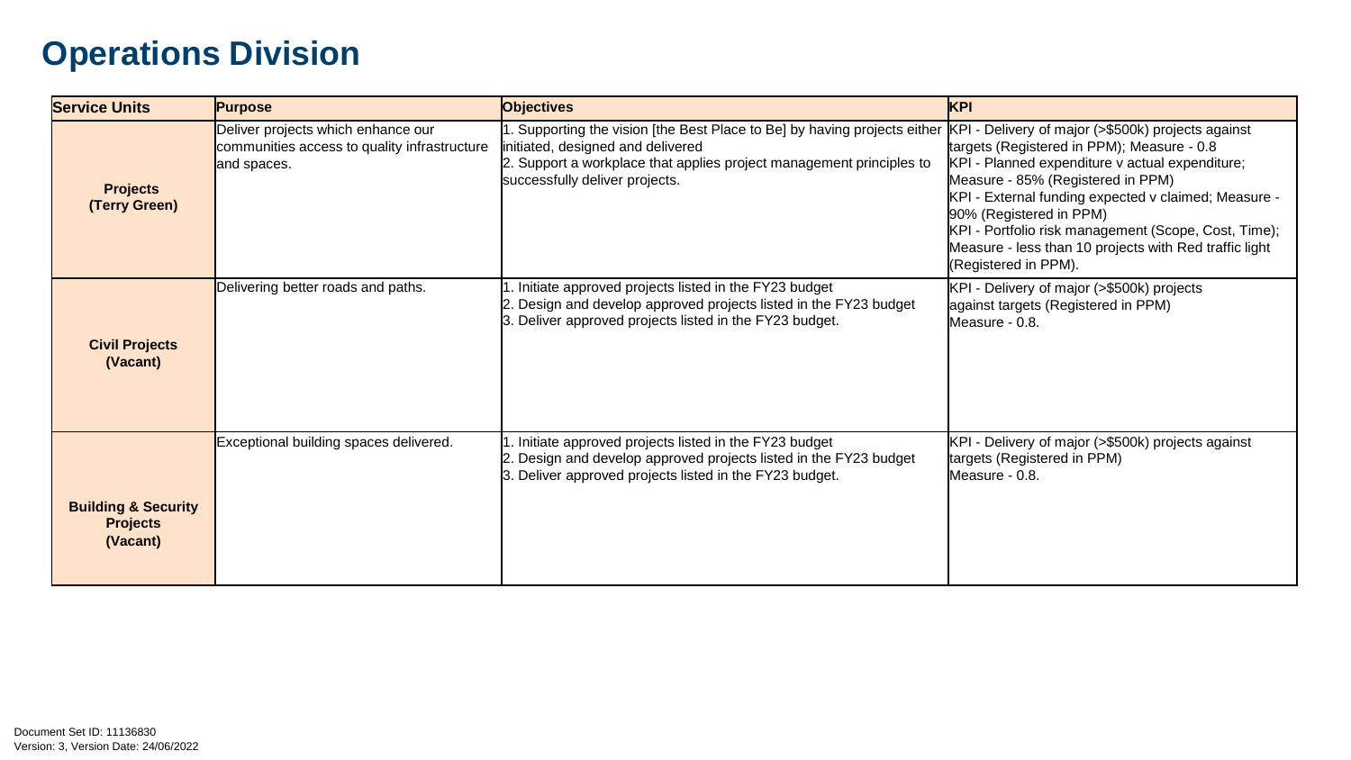# Operations Division

| Service Units | Purpose | Objectives | KPI |
|---|---|---|---|
| **Projects (Terry Green)** | Deliver projects which enhance our communities access to quality infrastructure and spaces. | 1. Supporting the vision [the Best Place to Be] by having projects either initiated, designed and delivered<br>2. Support a workplace that applies project management principles to successfully deliver projects. | KPI - Delivery of major (>$500k) projects against targets (Registered in PPM); Measure - 0.8<br>KPI - Planned expenditure v actual expenditure; Measure - 85% (Registered in PPM)<br>KPI - External funding expected v claimed; Measure - 90% (Registered in PPM)<br>KPI - Portfolio risk management (Scope, Cost, Time); Measure - less than 10 projects with Red traffic light (Registered in PPM). |
| **Civil Projects (Vacant)** | Delivering better roads and paths. | 1. Initiate approved projects listed in the FY23 budget<br>2. Design and develop approved projects listed in the FY23 budget<br>3. Deliver approved projects listed in the FY23 budget. | KPI - Delivery of major (>$500k) projects against targets (Registered in PPM)<br>Measure - 0.8. |
| **Building & Security Projects (Vacant)** | Exceptional building spaces delivered. | 1. Initiate approved projects listed in the FY23 budget<br>2. Design and develop approved projects listed in the FY23 budget<br>3. Deliver approved projects listed in the FY23 budget. | KPI - Delivery of major (>$500k) projects against targets (Registered in PPM)<br>Measure - 0.8. |

Document Set ID: 11136830
Version: 3, Version Date: 24/06/2022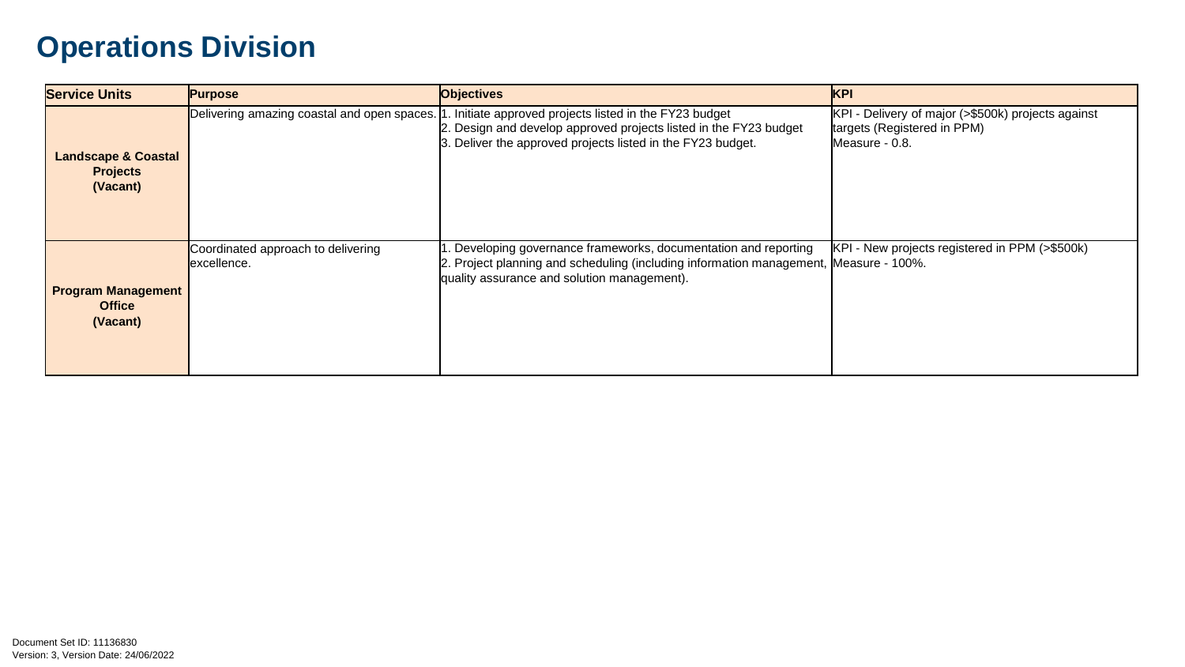# Operations Division

| Service Units | Purpose | Objectives | KPI |
|---|---|---|---|
| **Landscape & Coastal Projects (Vacant)** | Delivering amazing coastal and open spaces. | 1. Initiate approved projects listed in the FY23 budget<br>2. Design and develop approved projects listed in the FY23 budget<br>3. Deliver the approved projects listed in the FY23 budget. | KPI - Delivery of major (>$500k) projects against targets (Registered in PPM)<br>Measure - 0.8. |
| **Program Management Office (Vacant)** | Coordinated approach to delivering excellence. | 1. Developing governance frameworks, documentation and reporting<br>2. Project planning and scheduling (including information management, quality assurance and solution management). | KPI - New projects registered in PPM (>$500k)<br>Measure - 100%. |

Document Set ID: 11136830
Version: 3, Version Date: 24/06/2022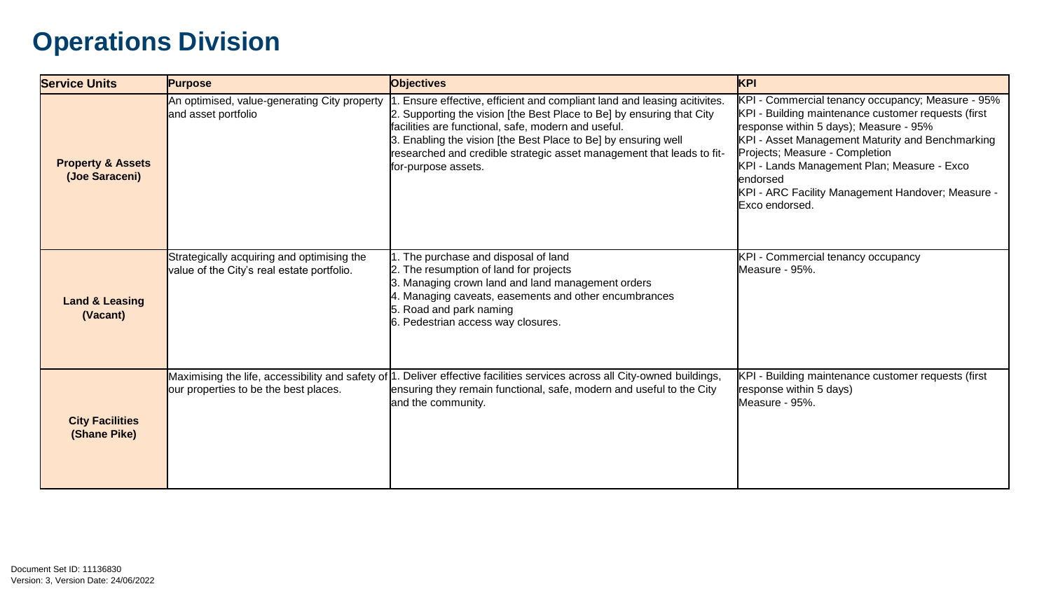# Operations Division

| Service Units | Purpose | Objectives | KPI |
| --- | --- | --- | --- |
| **Property & Assets (Joe Saraceni)** | An optimised, value-generating City property and asset portfolio | 1. Ensure effective, efficient and compliant land and leasing acitivites.<br>2. Supporting the vision [the Best Place to Be] by ensuring that City facilities are functional, safe, modern and useful.<br>3. Enabling the vision [the Best Place to Be] by ensuring well researched and credible strategic asset management that leads to fit-for-purpose assets. | KPI - Commercial tenancy occupancy; Measure - 95%<br>KPI - Building maintenance customer requests (first response within 5 days); Measure - 95%<br>KPI - Asset Management Maturity and Benchmarking Projects; Measure - Completion<br>KPI - Lands Management Plan; Measure - Exco endorsed<br>KPI - ARC Facility Management Handover; Measure - Exco endorsed. |
| **Land & Leasing (Vacant)** | Strategically acquiring and optimising the value of the City's real estate portfolio. | 1. The purchase and disposal of land<br>2. The resumption of land for projects<br>3. Managing crown land and land management orders<br>4. Managing caveats, easements and other encumbrances<br>5. Road and park naming<br>6. Pedestrian access way closures. | KPI - Commercial tenancy occupancy<br>Measure - 95%. |
| **City Facilities (Shane Pike)** | Maximising the life, accessibility and safety of our properties to be the best places. | 1. Deliver effective facilities services across all City-owned buildings, ensuring they remain functional, safe, modern and useful to the City and the community. | KPI - Building maintenance customer requests (first response within 5 days)<br>Measure - 95%. |

Document Set ID: 11136830
Version: 3, Version Date: 24/06/2022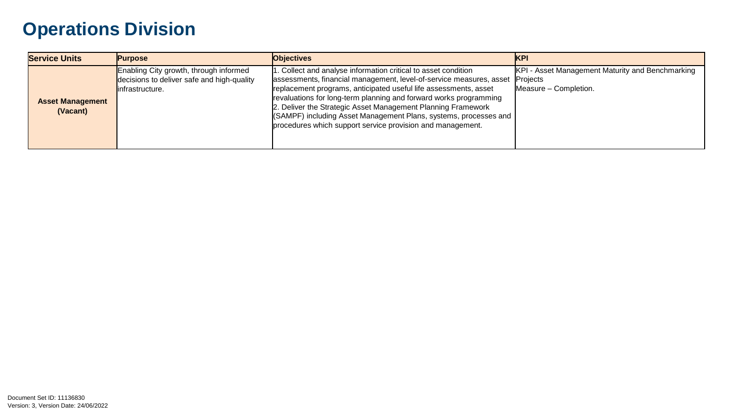# Operations Division

| Service Units | Purpose | Objectives | KPI |
| --- | --- | --- | --- |
| **Asset Management (Vacant)** | Enabling City growth, through informed decisions to deliver safe and high-quality infrastructure. | 1. Collect and analyse information critical to asset condition assessments, financial management, level-of-service measures, asset replacement programs, anticipated useful life assessments, asset revaluations for long-term planning and forward works programming<br>2. Deliver the Strategic Asset Management Planning Framework (SAMPF) including Asset Management Plans, systems, processes and procedures which support service provision and management. | KPI - Asset Management Maturity and Benchmarking Projects<br>Measure – Completion. |

Document Set ID: 11136830
Version: 3, Version Date: 24/06/2022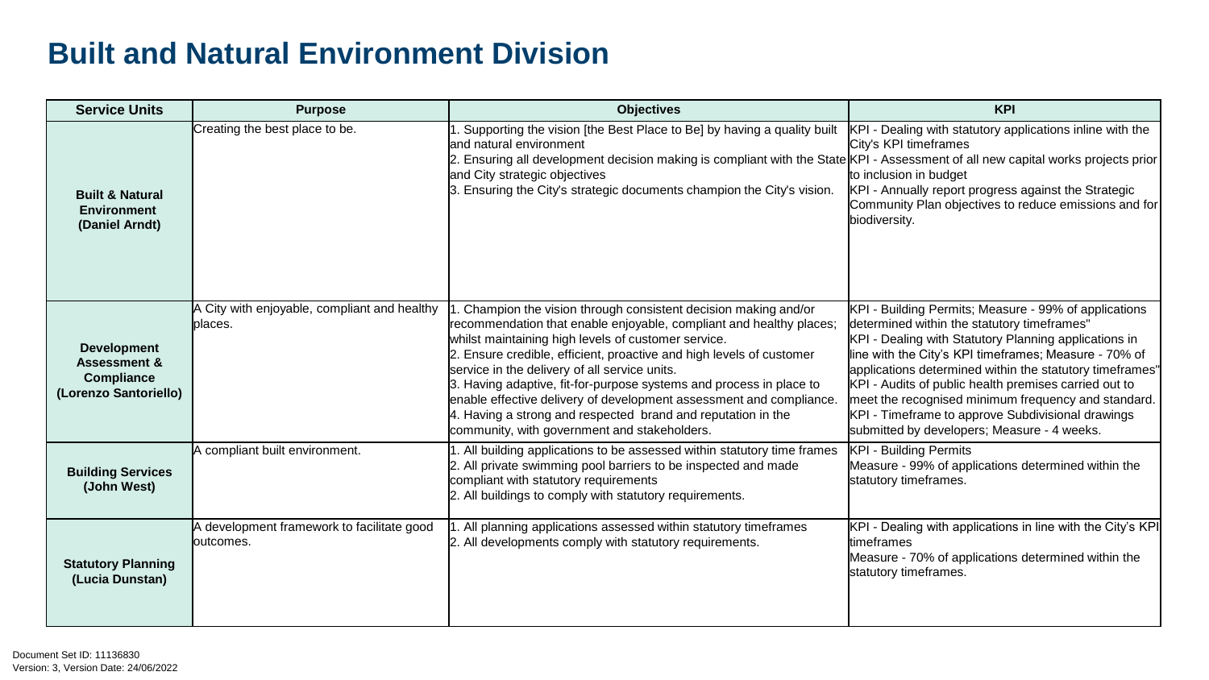# Built and Natural Environment Division

| Service Units | Purpose | Objectives | KPI |
|---|---|---|---|
| **Built & Natural Environment (Daniel Arndt)** | Creating the best place to be. | 1. Supporting the vision [the Best Place to Be] by having a quality built and natural environment<br>2. Ensuring all development decision making is compliant with the State and City strategic objectives<br>3. Ensuring the City's strategic documents champion the City's vision. | KPI - Dealing with statutory applications inline with the City's KPI timeframes<br>KPI - Assessment of all new capital works projects prior to inclusion in budget<br>KPI - Annually report progress against the Strategic Community Plan objectives to reduce emissions and for biodiversity. |
| **Development Assessment & Compliance (Lorenzo Santoriello)** | A City with enjoyable, compliant and healthy places. | 1. Champion the vision through consistent decision making and/or recommendation that enable enjoyable, compliant and healthy places; whilst maintaining high levels of customer service.<br>2. Ensure credible, efficient, proactive and high levels of customer service in the delivery of all service units.<br>3. Having adaptive, fit-for-purpose systems and process in place to enable effective delivery of development assessment and compliance.<br>4. Having a strong and respected brand and reputation in the community, with government and stakeholders. | KPI - Building Permits; Measure - 99% of applications determined within the statutory timeframes"<br>KPI - Dealing with Statutory Planning applications in line with the City's KPI timeframes; Measure - 70% of applications determined within the statutory timeframes"<br>KPI - Audits of public health premises carried out to meet the recognised minimum frequency and standard.<br>KPI - Timeframe to approve Subdivisional drawings submitted by developers; Measure - 4 weeks. |
| **Building Services (John West)** | A compliant built environment. | 1. All building applications to be assessed within statutory time frames<br>2. All private swimming pool barriers to be inspected and made compliant with statutory requirements<br>2. All buildings to comply with statutory requirements. | KPI - Building Permits<br>Measure - 99% of applications determined within the statutory timeframes. |
| **Statutory Planning (Lucia Dunstan)** | A development framework to facilitate good outcomes. | 1. All planning applications assessed within statutory timeframes<br>2. All developments comply with statutory requirements. | KPI - Dealing with applications in line with the City's KPI timeframes<br>Measure - 70% of applications determined within the statutory timeframes. |

Document Set ID: 11136830
Version: 3, Version Date: 24/06/2022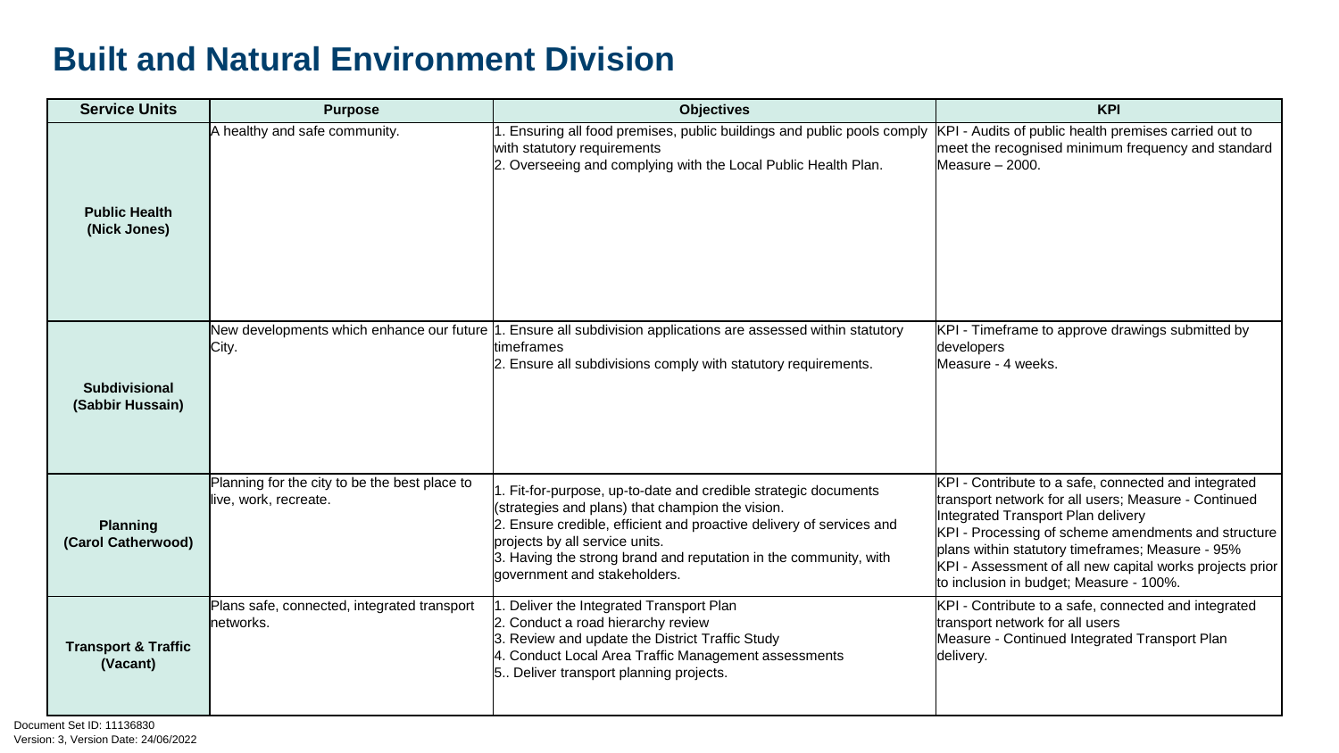# Built and Natural Environment Division

| Service Units | Purpose | Objectives | KPI |
|---|---|---|---|
| **Public Health (Nick Jones)** | A healthy and safe community. | 1. Ensuring all food premises, public buildings and public pools comply with statutory requirements<br>2. Overseeing and complying with the Local Public Health Plan. | KPI - Audits of public health premises carried out to meet the recognised minimum frequency and standard<br>Measure – 2000. |
| **Subdivisional (Sabbir Hussain)** | New developments which enhance our future City. | 1. Ensure all subdivision applications are assessed within statutory timeframes<br>2. Ensure all subdivisions comply with statutory requirements. | KPI - Timeframe to approve drawings submitted by developers<br>Measure - 4 weeks. |
| **Planning (Carol Catherwood)** | Planning for the city to be the best place to live, work, recreate. | 1. Fit-for-purpose, up-to-date and credible strategic documents (strategies and plans) that champion the vision.<br>2. Ensure credible, efficient and proactive delivery of services and projects by all service units.<br>3. Having the strong brand and reputation in the community, with government and stakeholders. | KPI - Contribute to a safe, connected and integrated transport network for all users; Measure - Continued Integrated Transport Plan delivery<br>KPI - Processing of scheme amendments and structure plans within statutory timeframes; Measure - 95%<br>KPI - Assessment of all new capital works projects prior to inclusion in budget; Measure - 100%. |
| **Transport & Traffic (Vacant)** | Plans safe, connected, integrated transport networks. | 1. Deliver the Integrated Transport Plan<br>2. Conduct a road hierarchy review<br>3. Review and update the District Traffic Study<br>4. Conduct Local Area Traffic Management assessments<br>5.. Deliver transport planning projects. | KPI - Contribute to a safe, connected and integrated transport network for all users<br>Measure - Continued Integrated Transport Plan delivery. |

Document Set ID: 11136830
Version: 3, Version Date: 24/06/2022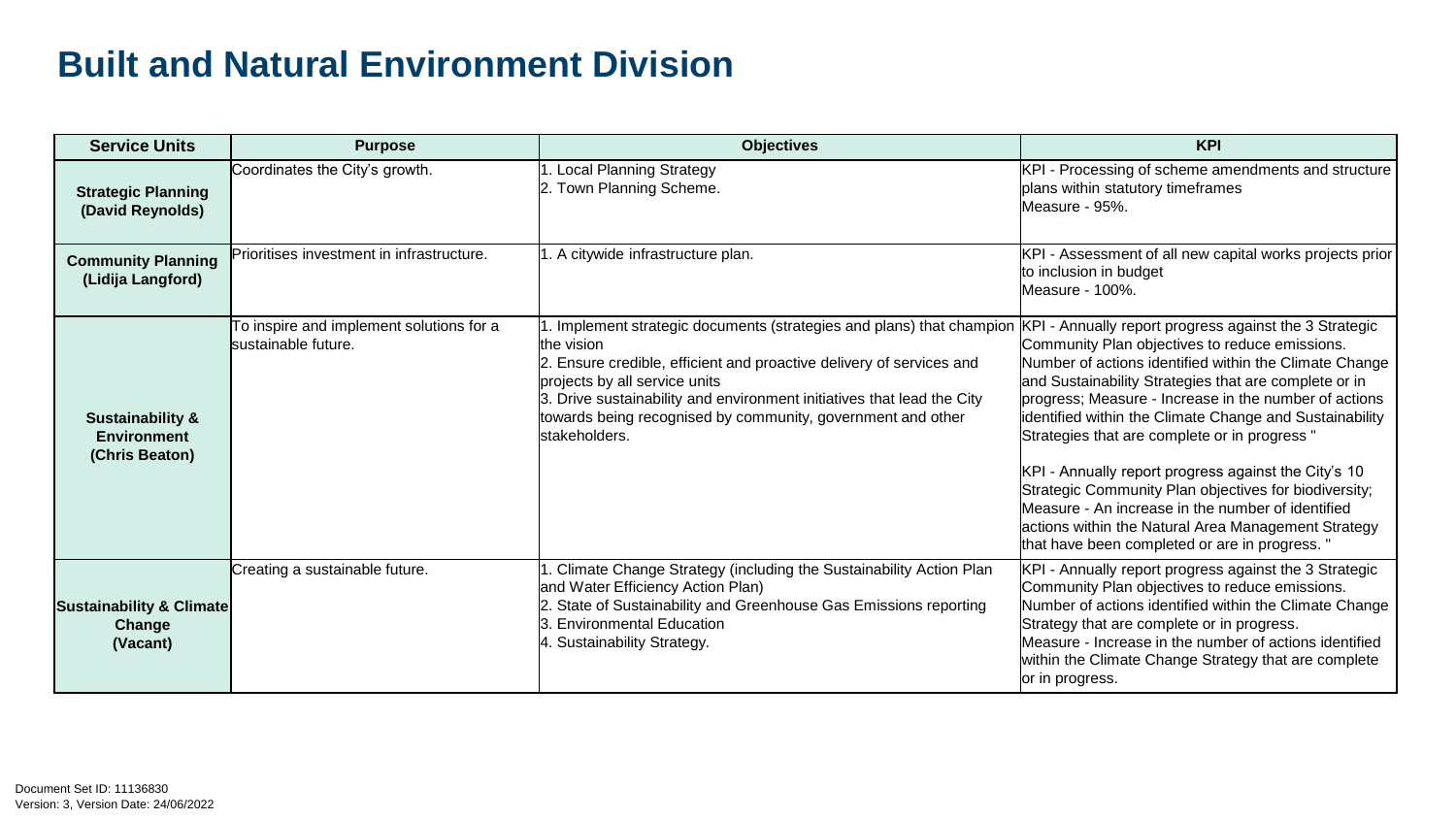# Built and Natural Environment Division

| Service Units | Purpose | Objectives | KPI |
|---|---|---|---|
| **Strategic Planning (David Reynolds)** | Coordinates the City's growth. | 1. Local Planning Strategy<br>2. Town Planning Scheme. | KPI - Processing of scheme amendments and structure plans within statutory timeframes<br>Measure - 95%. |
| **Community Planning (Lidija Langford)** | Prioritises investment in infrastructure. | 1. A citywide infrastructure plan. | KPI - Assessment of all new capital works projects prior to inclusion in budget<br>Measure - 100%. |
| **Sustainability & Environment (Chris Beaton)** | To inspire and implement solutions for a sustainable future. | 1. Implement strategic documents (strategies and plans) that champion the vision<br>2. Ensure credible, efficient and proactive delivery of services and projects by all service units<br>3. Drive sustainability and environment initiatives that lead the City towards being recognised by community, government and other stakeholders. | KPI - Annually report progress against the 3 Strategic Community Plan objectives to reduce emissions. Number of actions identified within the Climate Change and Sustainability Strategies that are complete or in progress; Measure - Increase in the number of actions identified within the Climate Change and Sustainability Strategies that are complete or in progress "<br><br>KPI - Annually report progress against the City's 10 Strategic Community Plan objectives for biodiversity; Measure - An increase in the number of identified actions within the Natural Area Management Strategy that have been completed or are in progress. " |
| **Sustainability & Climate Change (Vacant)** | Creating a sustainable future. | 1. Climate Change Strategy (including the Sustainability Action Plan and Water Efficiency Action Plan)<br>2. State of Sustainability and Greenhouse Gas Emissions reporting<br>3. Environmental Education<br>4. Sustainability Strategy. | KPI - Annually report progress against the 3 Strategic Community Plan objectives to reduce emissions. Number of actions identified within the Climate Change Strategy that are complete or in progress.<br>Measure - Increase in the number of actions identified within the Climate Change Strategy that are complete or in progress. |

Document Set ID: 11136830
Version: 3, Version Date: 24/06/2022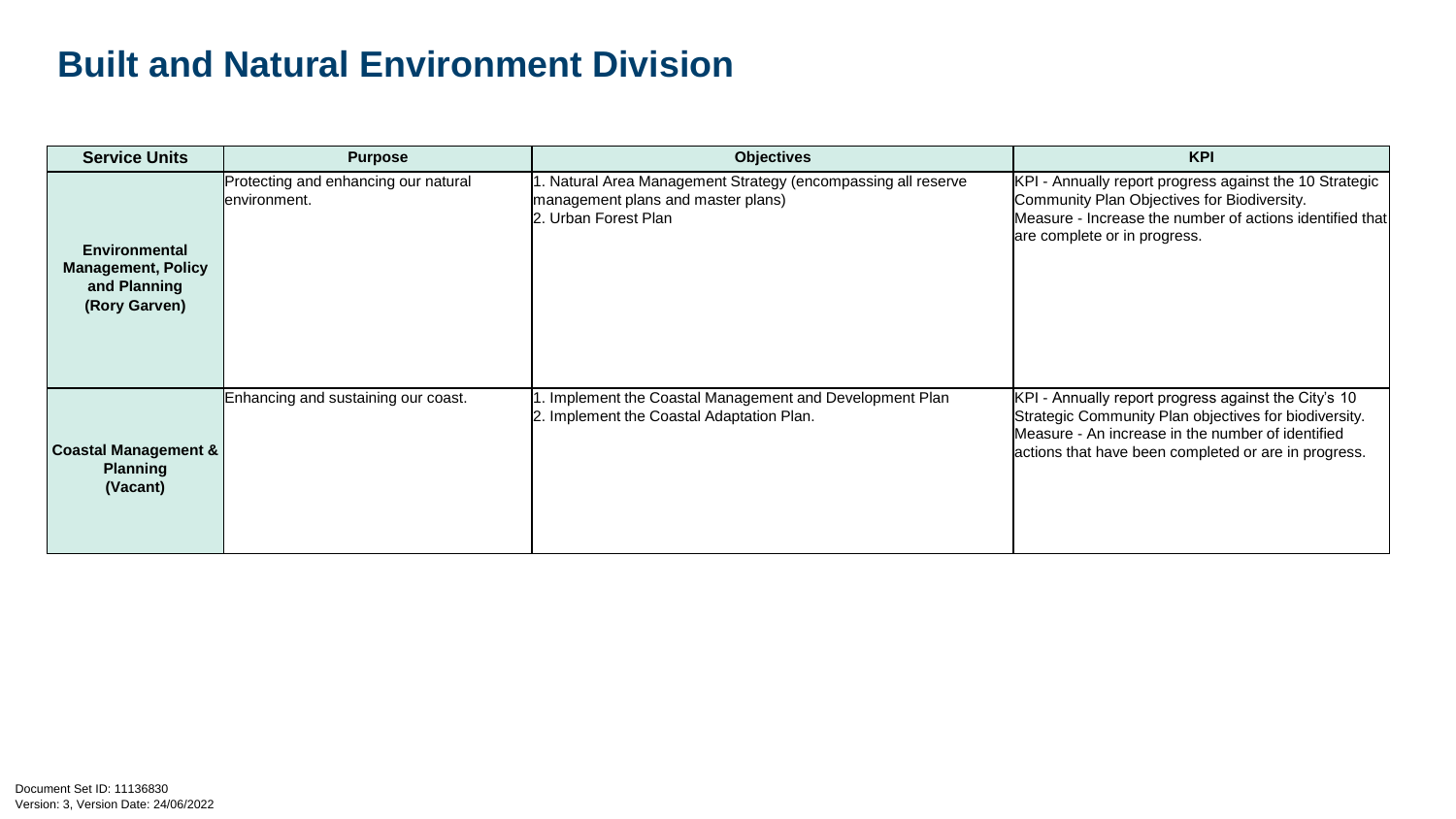# Built and Natural Environment Division

| Service Units | Purpose | Objectives | KPI |
|---|---|---|---|
| **Environmental Management, Policy and Planning (Rory Garven)** | Protecting and enhancing our natural environment. | 1. Natural Area Management Strategy (encompassing all reserve management plans and master plans)<br>2. Urban Forest Plan | KPI - Annually report progress against the 10 Strategic Community Plan Objectives for Biodiversity.<br>Measure - Increase the number of actions identified that are complete or in progress. |
| **Coastal Management & Planning (Vacant)** | Enhancing and sustaining our coast. | 1. Implement the Coastal Management and Development Plan<br>2. Implement the Coastal Adaptation Plan. | KPI - Annually report progress against the City's 10 Strategic Community Plan objectives for biodiversity.<br>Measure - An increase in the number of identified actions that have been completed or are in progress. |

Document Set ID: 11136830
Version: 3, Version Date: 24/06/2022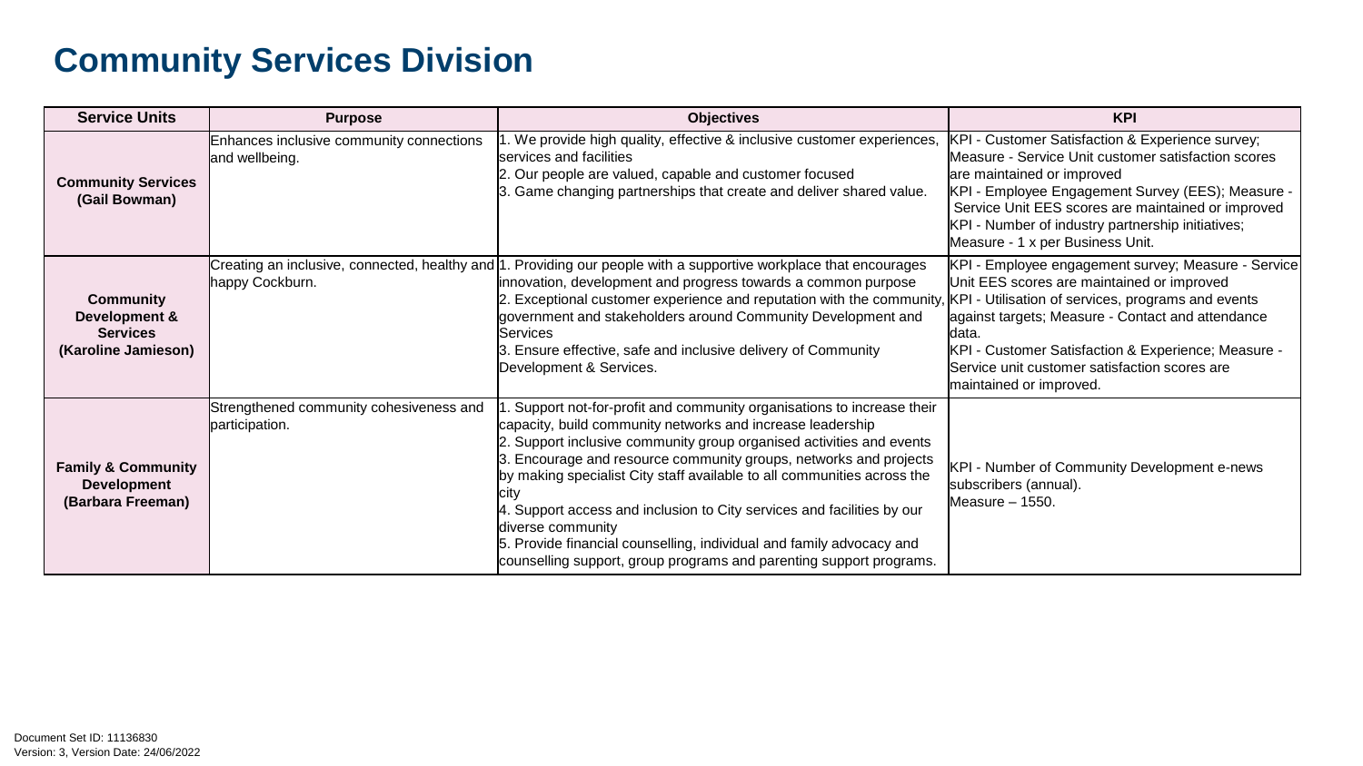# Community Services Division

| Service Units | Purpose | Objectives | KPI |
|---|---|---|---|
| **Community Services (Gail Bowman)** | Enhances inclusive community connections and wellbeing. | 1. We provide high quality, effective & inclusive customer experiences, services and facilities<br>2. Our people are valued, capable and customer focused<br>3. Game changing partnerships that create and deliver shared value. | KPI - Customer Satisfaction & Experience survey; Measure - Service Unit customer satisfaction scores are maintained or improved<br>KPI - Employee Engagement Survey (EES); Measure - Service Unit EES scores are maintained or improved<br>KPI - Number of industry partnership initiatives; Measure - 1 x per Business Unit. |
| **Community Development & Services (Karoline Jamieson)** | Creating an inclusive, connected, healthy and happy Cockburn. | 1. Providing our people with a supportive workplace that encourages innovation, development and progress towards a common purpose<br>2. Exceptional customer experience and reputation with the community, government and stakeholders around Community Development and Services<br>3. Ensure effective, safe and inclusive delivery of Community Development & Services. | KPI - Employee engagement survey; Measure - Service Unit EES scores are maintained or improved<br>KPI - Utilisation of services, programs and events against targets; Measure - Contact and attendance data.<br>KPI - Customer Satisfaction & Experience; Measure - Service unit customer satisfaction scores are maintained or improved. |
| **Family & Community Development (Barbara Freeman)** | Strengthened community cohesiveness and participation. | 1. Support not-for-profit and community organisations to increase their capacity, build community networks and increase leadership<br>2. Support inclusive community group organised activities and events<br>3. Encourage and resource community groups, networks and projects by making specialist City staff available to all communities across the city<br>4. Support access and inclusion to City services and facilities by our diverse community<br>5. Provide financial counselling, individual and family advocacy and counselling support, group programs and parenting support programs. | KPI - Number of Community Development e-news subscribers (annual).<br>Measure – 1550. |

Document Set ID: 11136830
Version: 3, Version Date: 24/06/2022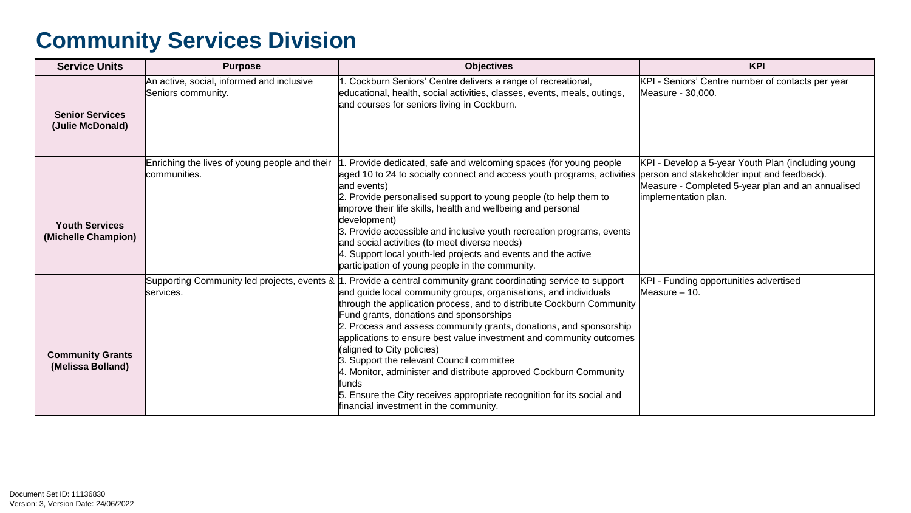# Community Services Division

| Service Units | Purpose | Objectives | KPI |
|---|---|---|---|
| **Senior Services (Julie McDonald)** | An active, social, informed and inclusive Seniors community. | 1. Cockburn Seniors' Centre delivers a range of recreational, educational, health, social activities, classes, events, meals, outings, and courses for seniors living in Cockburn. | KPI - Seniors' Centre number of contacts per year<br>Measure - 30,000. |
| **Youth Services (Michelle Champion)** | Enriching the lives of young people and their communities. | 1. Provide dedicated, safe and welcoming spaces (for young people aged 10 to 24 to socially connect and access youth programs, activities and events)<br>2. Provide personalised support to young people (to help them to improve their life skills, health and wellbeing and personal development)<br>3. Provide accessible and inclusive youth recreation programs, events and social activities (to meet diverse needs)<br>4. Support local youth-led projects and events and the active participation of young people in the community. | KPI - Develop a 5-year Youth Plan (including young person and stakeholder input and feedback).<br>Measure - Completed 5-year plan and an annualised implementation plan. |
| **Community Grants (Melissa Bolland)** | Supporting Community led projects, events & services. | 1. Provide a central community grant coordinating service to support and guide local community groups, organisations, and individuals through the application process, and to distribute Cockburn Community Fund grants, donations and sponsorships<br>2. Process and assess community grants, donations, and sponsorship applications to ensure best value investment and community outcomes (aligned to City policies)<br>3. Support the relevant Council committee<br>4. Monitor, administer and distribute approved Cockburn Community funds<br>5. Ensure the City receives appropriate recognition for its social and financial investment in the community. | KPI - Funding opportunities advertised<br>Measure – 10. |

Document Set ID: 11136830
Version: 3, Version Date: 24/06/2022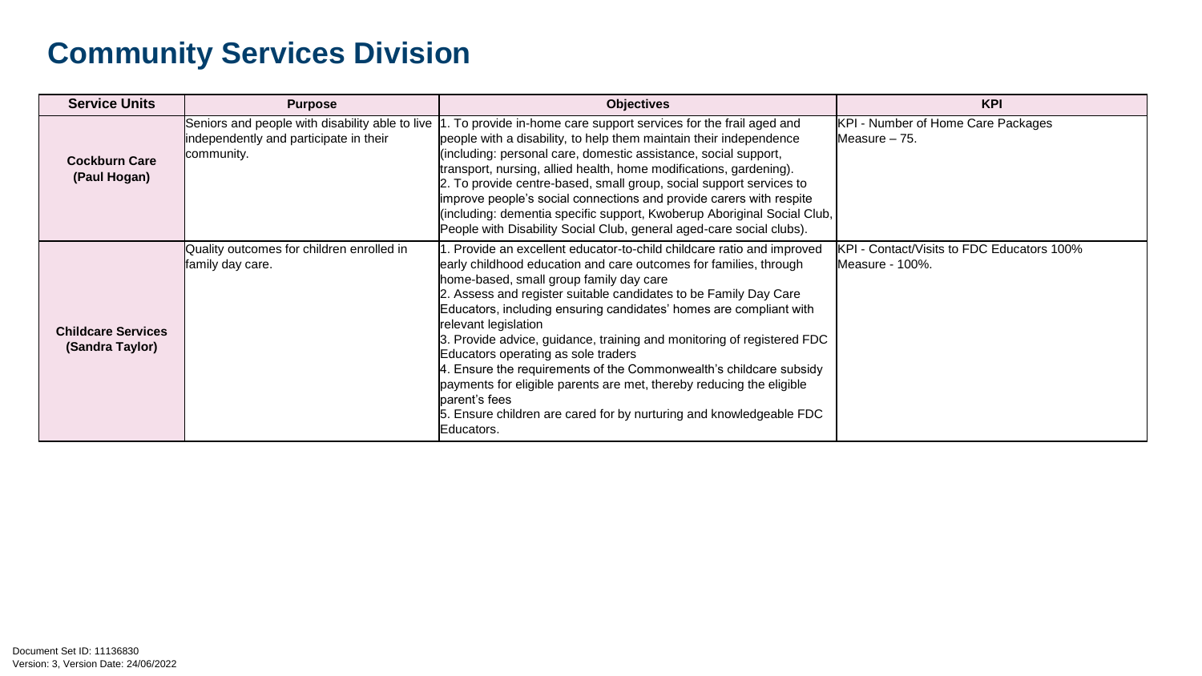# Community Services Division

| Service Units | Purpose | Objectives | KPI |
|---|---|---|---|
| **Cockburn Care (Paul Hogan)** | Seniors and people with disability able to live independently and participate in their community. | 1. To provide in-home care support services for the frail aged and people with a disability, to help them maintain their independence (including: personal care, domestic assistance, social support, transport, nursing, allied health, home modifications, gardening).<br>2. To provide centre-based, small group, social support services to improve people's social connections and provide carers with respite (including: dementia specific support, Kwoberup Aboriginal Social Club, People with Disability Social Club, general aged-care social clubs). | KPI - Number of Home Care Packages<br>Measure – 75. |
| **Childcare Services (Sandra Taylor)** | Quality outcomes for children enrolled in family day care. | 1. Provide an excellent educator-to-child childcare ratio and improved early childhood education and care outcomes for families, through home-based, small group family day care<br>2. Assess and register suitable candidates to be Family Day Care Educators, including ensuring candidates' homes are compliant with relevant legislation<br>3. Provide advice, guidance, training and monitoring of registered FDC Educators operating as sole traders<br>4. Ensure the requirements of the Commonwealth's childcare subsidy payments for eligible parents are met, thereby reducing the eligible parent's fees<br>5. Ensure children are cared for by nurturing and knowledgeable FDC Educators. | KPI - Contact/Visits to FDC Educators 100%<br>Measure - 100%. |

Document Set ID: 11136830
Version: 3, Version Date: 24/06/2022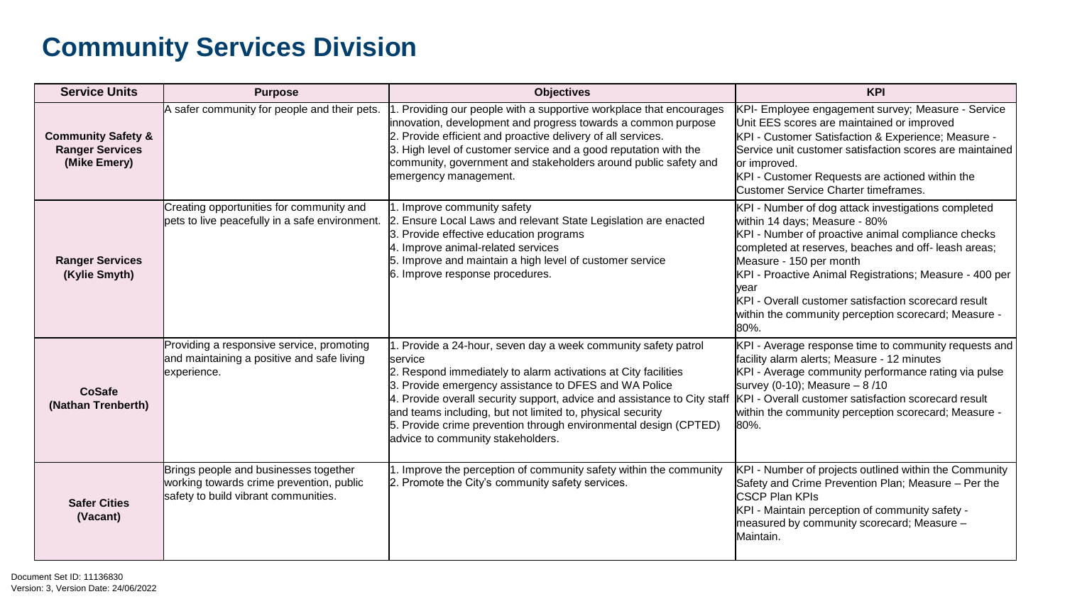# Community Services Division

| Service Units | Purpose | Objectives | KPI |
|---|---|---|---|
| **Community Safety & Ranger Services (Mike Emery)** | A safer community for people and their pets. | 1. Providing our people with a supportive workplace that encourages innovation, development and progress towards a common purpose<br>2. Provide efficient and proactive delivery of all services.<br>3. High level of customer service and a good reputation with the community, government and stakeholders around public safety and emergency management. | KPI- Employee engagement survey; Measure - Service Unit EES scores are maintained or improved<br>KPI - Customer Satisfaction & Experience; Measure - Service unit customer satisfaction scores are maintained or improved.<br>KPI - Customer Requests are actioned within the Customer Service Charter timeframes. |
| **Ranger Services (Kylie Smyth)** | Creating opportunities for community and pets to live peacefully in a safe environment. | 1. Improve community safety<br>2. Ensure Local Laws and relevant State Legislation are enacted<br>3. Provide effective education programs<br>4. Improve animal-related services<br>5. Improve and maintain a high level of customer service<br>6. Improve response procedures. | KPI - Number of dog attack investigations completed within 14 days; Measure - 80%<br>KPI - Number of proactive animal compliance checks completed at reserves, beaches and off- leash areas; Measure - 150 per month<br>KPI - Proactive Animal Registrations; Measure - 400 per year<br>KPI - Overall customer satisfaction scorecard result within the community perception scorecard; Measure - 80%. |
| **CoSafe (Nathan Trenberth)** | Providing a responsive service, promoting and maintaining a positive and safe living experience. | 1. Provide a 24-hour, seven day a week community safety patrol service<br>2. Respond immediately to alarm activations at City facilities<br>3. Provide emergency assistance to DFES and WA Police<br>4. Provide overall security support, advice and assistance to City staff and teams including, but not limited to, physical security<br>5. Provide crime prevention through environmental design (CPTED) advice to community stakeholders. | KPI - Average response time to community requests and facility alarm alerts; Measure - 12 minutes<br>KPI - Average community performance rating via pulse survey (0-10); Measure – 8 /10<br>KPI - Overall customer satisfaction scorecard result within the community perception scorecard; Measure - 80%. |
| **Safer Cities (Vacant)** | Brings people and businesses together working towards crime prevention, public safety to build vibrant communities. | 1. Improve the perception of community safety within the community<br>2. Promote the City's community safety services. | KPI - Number of projects outlined within the Community Safety and Crime Prevention Plan; Measure – Per the CSCP Plan KPIs<br>KPI - Maintain perception of community safety - measured by community scorecard; Measure – Maintain. |

Document Set ID: 11136830
Version: 3, Version Date: 24/06/2022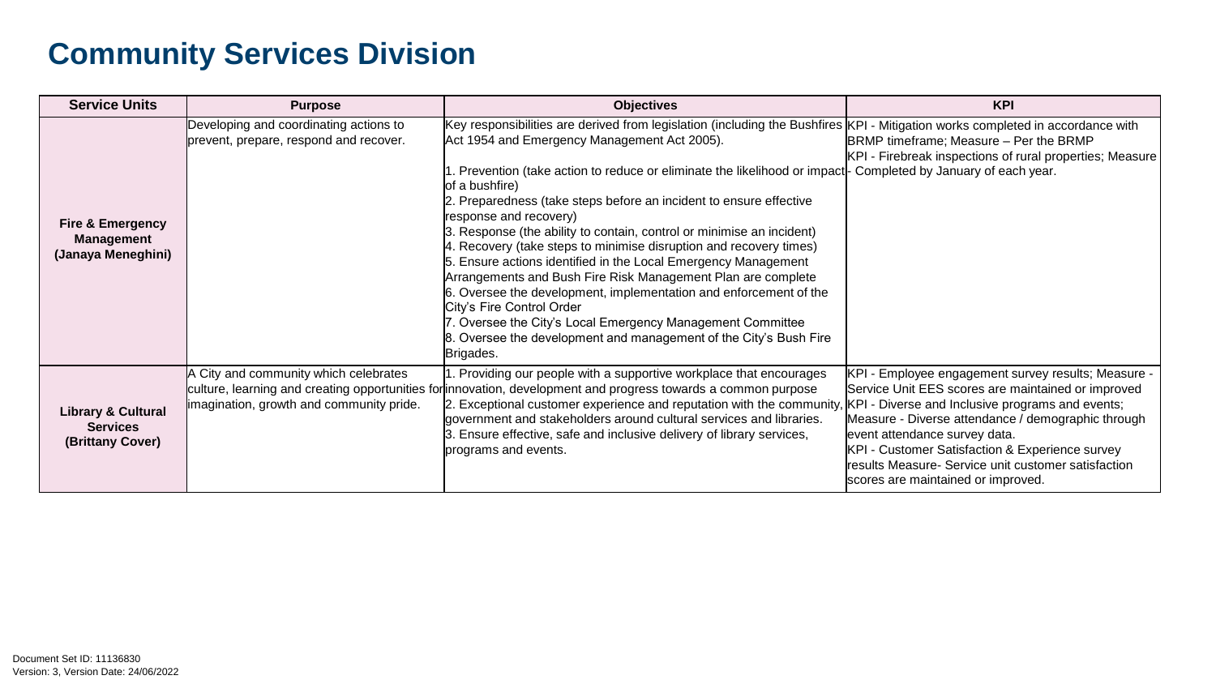# Community Services Division

| Service Units | Purpose | Objectives | KPI |
|---|---|---|---|
| **Fire & Emergency Management (Janaya Meneghini)** | Developing and coordinating actions to prevent, prepare, respond and recover. | Key responsibilities are derived from legislation (including the Bushfires Act 1954 and Emergency Management Act 2005).<br><br>1. Prevention (take action to reduce or eliminate the likelihood or impact of a bushfire)<br>2. Preparedness (take steps before an incident to ensure effective response and recovery)<br>3. Response (the ability to contain, control or minimise an incident)<br>4. Recovery (take steps to minimise disruption and recovery times)<br>5. Ensure actions identified in the Local Emergency Management Arrangements and Bush Fire Risk Management Plan are complete<br>6. Oversee the development, implementation and enforcement of the City's Fire Control Order<br>7. Oversee the City's Local Emergency Management Committee<br>8. Oversee the development and management of the City's Bush Fire Brigades. | KPI - Mitigation works completed in accordance with BRMP timeframe; Measure – Per the BRMP<br>KPI - Firebreak inspections of rural properties; Measure - Completed by January of each year. |
| **Library & Cultural Services (Brittany Cover)** | A City and community which celebrates culture, learning and creating opportunities for imagination, growth and community pride. | 1. Providing our people with a supportive workplace that encourages innovation, development and progress towards a common purpose<br>2. Exceptional customer experience and reputation with the community, government and stakeholders around cultural services and libraries.<br>3. Ensure effective, safe and inclusive delivery of library services, programs and events. | KPI - Employee engagement survey results; Measure - Service Unit EES scores are maintained or improved<br>KPI - Diverse and Inclusive programs and events; Measure - Diverse attendance / demographic through event attendance survey data.<br>KPI - Customer Satisfaction & Experience survey results Measure- Service unit customer satisfaction scores are maintained or improved. |

Document Set ID: 11136830
Version: 3, Version Date: 24/06/2022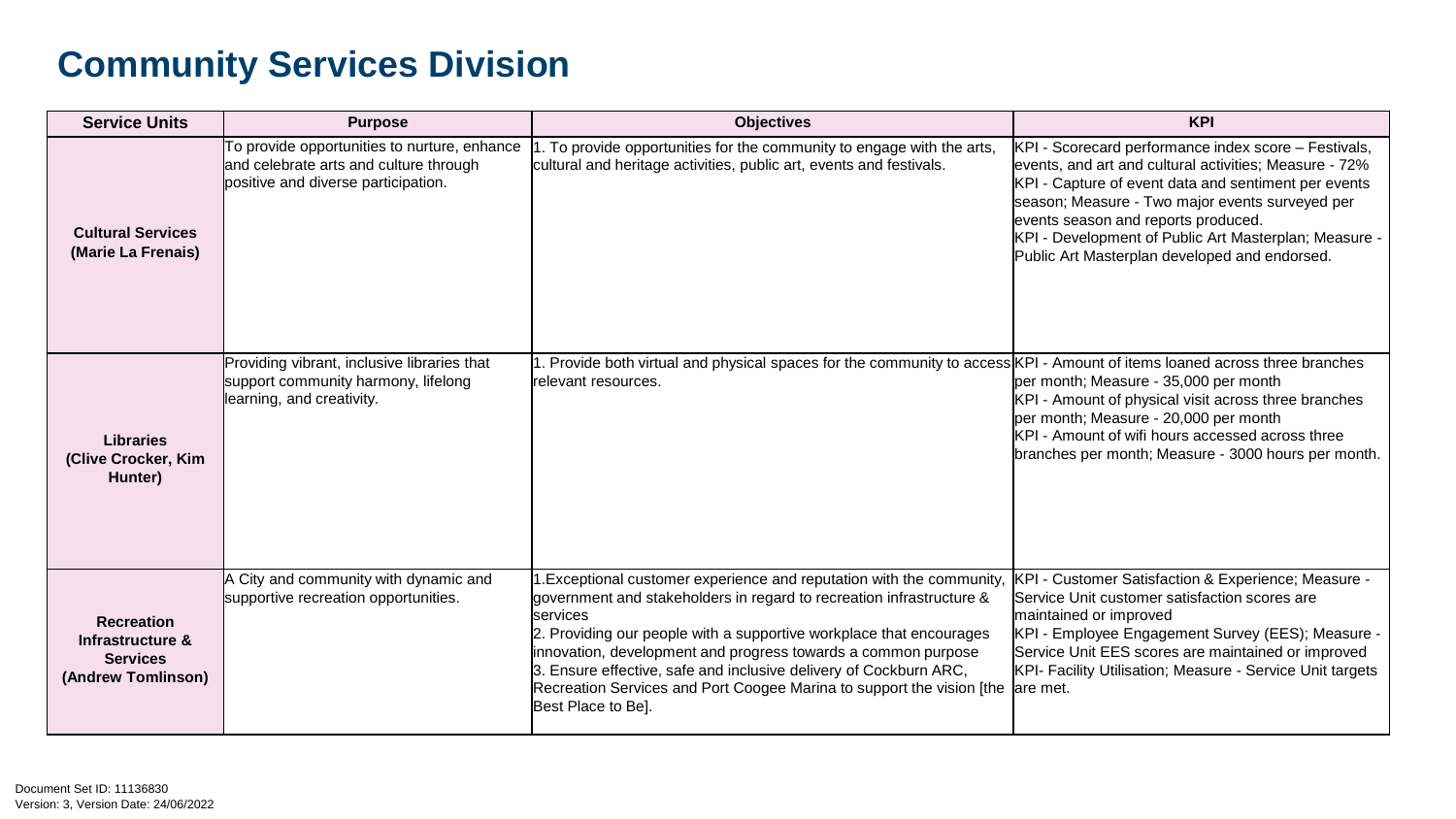# Community Services Division

| Service Units | Purpose | Objectives | KPI |
|---|---|---|---|
| **Cultural Services (Marie La Frenais)** | To provide opportunities to nurture, enhance and celebrate arts and culture through positive and diverse participation. | 1. To provide opportunities for the community to engage with the arts, cultural and heritage activities, public art, events and festivals. | KPI - Scorecard performance index score – Festivals, events, and art and cultural activities; Measure - 72%<br>KPI - Capture of event data and sentiment per events season; Measure - Two major events surveyed per events season and reports produced.<br>KPI - Development of Public Art Masterplan; Measure - Public Art Masterplan developed and endorsed. |
| **Libraries (Clive Crocker, Kim Hunter)** | Providing vibrant, inclusive libraries that support community harmony, lifelong learning, and creativity. | 1. Provide both virtual and physical spaces for the community to access relevant resources. | KPI - Amount of items loaned across three branches per month; Measure - 35,000 per month<br>KPI - Amount of physical visit across three branches per month; Measure - 20,000 per month<br>KPI - Amount of wifi hours accessed across three branches per month; Measure - 3000 hours per month. |
| **Recreation Infrastructure & Services (Andrew Tomlinson)** | A City and community with dynamic and supportive recreation opportunities. | 1.Exceptional customer experience and reputation with the community, government and stakeholders in regard to recreation infrastructure & services<br>2. Providing our people with a supportive workplace that encourages innovation, development and progress towards a common purpose<br>3. Ensure effective, safe and inclusive delivery of Cockburn ARC, Recreation Services and Port Coogee Marina to support the vision [the Best Place to Be]. | KPI - Customer Satisfaction & Experience; Measure - Service Unit customer satisfaction scores are maintained or improved<br>KPI - Employee Engagement Survey (EES); Measure - Service Unit EES scores are maintained or improved<br>KPI- Facility Utilisation; Measure - Service Unit targets are met. |

Document Set ID: 11136830
Version: 3, Version Date: 24/06/2022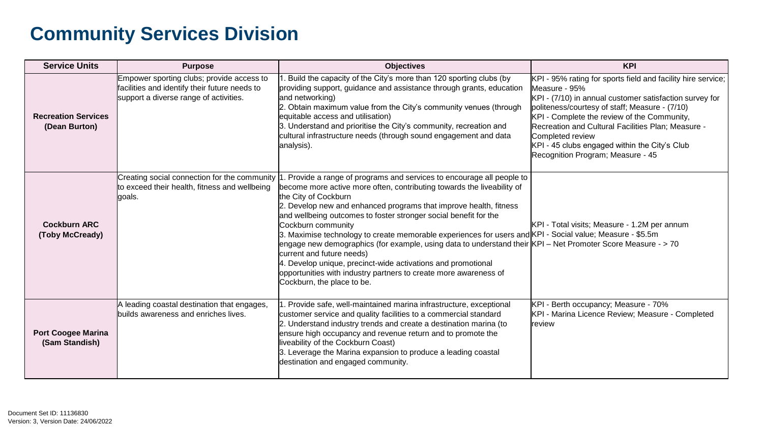# Community Services Division

| Service Units | Purpose | Objectives | KPI |
|---|---|---|---|
| **Recreation Services (Dean Burton)** | Empower sporting clubs; provide access to facilities and identify their future needs to support a diverse range of activities. | 1. Build the capacity of the City's more than 120 sporting clubs (by providing support, guidance and assistance through grants, education and networking)<br>2. Obtain maximum value from the City's community venues (through equitable access and utilisation)<br>3. Understand and prioritise the City's community, recreation and cultural infrastructure needs (through sound engagement and data analysis). | KPI - 95% rating for sports field and facility hire service; Measure - 95%<br>KPI - (7/10) in annual customer satisfaction survey for politeness/courtesy of staff; Measure - (7/10)<br>KPI - Complete the review of the Community, Recreation and Cultural Facilities Plan; Measure - Completed review<br>KPI - 45 clubs engaged within the City's Club Recognition Program; Measure - 45 |
| **Cockburn ARC (Toby McCready)** | Creating social connection for the community to exceed their health, fitness and wellbeing goals. | 1. Provide a range of programs and services to encourage all people to become more active more often, contributing towards the liveability of the City of Cockburn<br>2. Develop new and enhanced programs that improve health, fitness and wellbeing outcomes to foster stronger social benefit for the Cockburn community<br>3. Maximise technology to create memorable experiences for users and engage new demographics (for example, using data to understand their current and future needs)<br>4. Develop unique, precinct-wide activations and promotional opportunities with industry partners to create more awareness of Cockburn, the place to be. | KPI - Total visits; Measure - 1.2M per annum<br>KPI - Social value; Measure - $5.5m<br>KPI – Net Promoter Score Measure - > 70 |
| **Port Coogee Marina (Sam Standish)** | A leading coastal destination that engages, builds awareness and enriches lives. | 1. Provide safe, well-maintained marina infrastructure, exceptional customer service and quality facilities to a commercial standard<br>2. Understand industry trends and create a destination marina (to ensure high occupancy and revenue return and to promote the liveability of the Cockburn Coast)<br>3. Leverage the Marina expansion to produce a leading coastal destination and engaged community. | KPI - Berth occupancy; Measure - 70%<br>KPI - Marina Licence Review; Measure - Completed review |

Document Set ID: 11136830
Version: 3, Version Date: 24/06/2022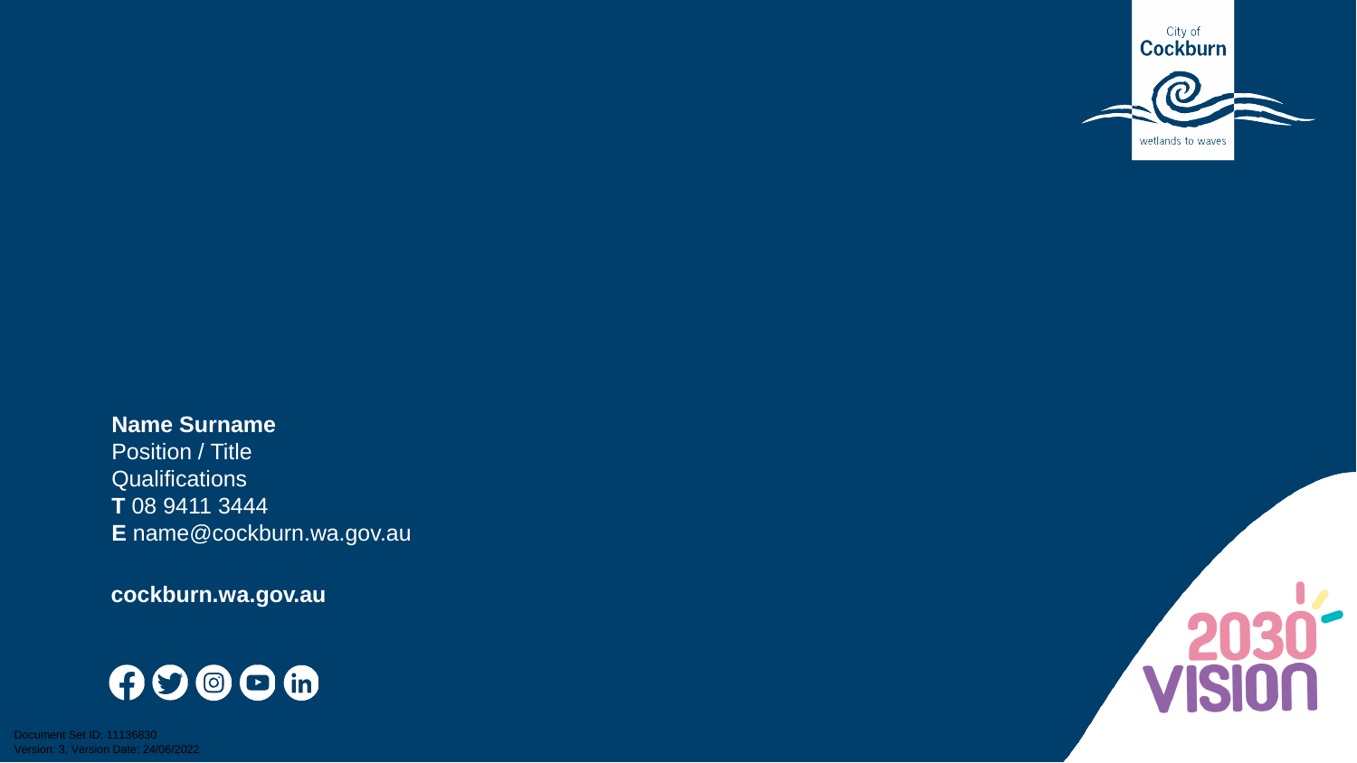City of Cockburn

wetlands to waves

**Name Surname**
Position / Title
Qualifications
**T** 08 9411 3444
**E** name@cockburn.wa.gov.au

**cockburn.wa.gov.au**

2030 VISION

Document Set ID: 11136830
Version: 3, Version Date: 24/06/2022